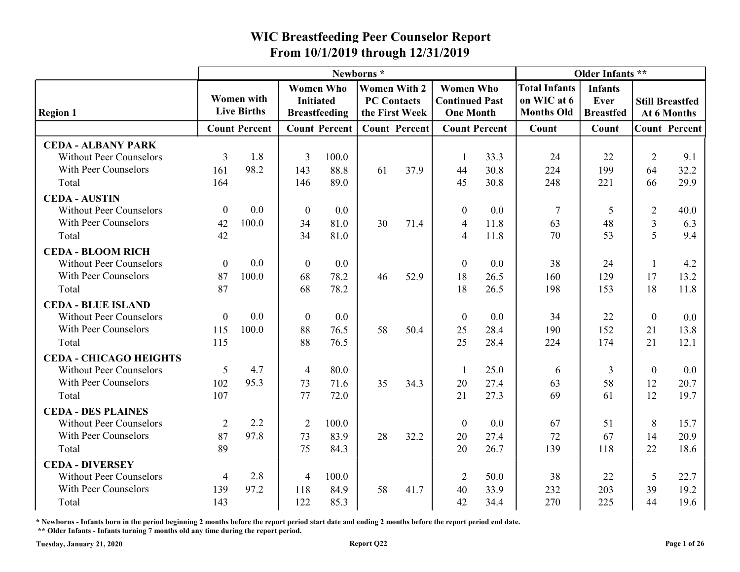# WIC Breastfeeding Peer Counselor Report
## From 10/1/2019 through 12/31/2019

| Region 1 | Newborns * | | | | | | | | Older Infants ** | | | |
|---|---|---|---|---|---|---|---|---|---|---|---|---|
| | Women with Live Births | | Women Who Initiated Breastfeeding | | Women With 2 PC Contacts the First Week | | Women Who Continued Past One Month | | Total Infants on WIC at 6 Months Old | Infants Ever Breastfed | Still Breastfed At 6 Months | |
| | Count | Percent | Count | Percent | Count | Percent | Count | Percent | Count | Count | Count | Percent |
| **CEDA - ALBANY PARK** | | | | | | | | | | | | |
| Without Peer Counselors | 3 | 1.8 | 3 | 100.0 | | | 1 | 33.3 | 24 | 22 | 2 | 9.1 |
| With Peer Counselors | 161 | 98.2 | 143 | 88.8 | 61 | 37.9 | 44 | 30.8 | 224 | 199 | 64 | 32.2 |
| Total | 164 | | 146 | 89.0 | | | 45 | 30.8 | 248 | 221 | 66 | 29.9 |
| **CEDA - AUSTIN** | | | | | | | | | | | | |
| Without Peer Counselors | 0 | 0.0 | 0 | 0.0 | | | 0 | 0.0 | 7 | 5 | 2 | 40.0 |
| With Peer Counselors | 42 | 100.0 | 34 | 81.0 | 30 | 71.4 | 4 | 11.8 | 63 | 48 | 3 | 6.3 |
| Total | 42 | | 34 | 81.0 | | | 4 | 11.8 | 70 | 53 | 5 | 9.4 |
| **CEDA - BLOOM RICH** | | | | | | | | | | | | |
| Without Peer Counselors | 0 | 0.0 | 0 | 0.0 | | | 0 | 0.0 | 38 | 24 | 1 | 4.2 |
| With Peer Counselors | 87 | 100.0 | 68 | 78.2 | 46 | 52.9 | 18 | 26.5 | 160 | 129 | 17 | 13.2 |
| Total | 87 | | 68 | 78.2 | | | 18 | 26.5 | 198 | 153 | 18 | 11.8 |
| **CEDA - BLUE ISLAND** | | | | | | | | | | | | |
| Without Peer Counselors | 0 | 0.0 | 0 | 0.0 | | | 0 | 0.0 | 34 | 22 | 0 | 0.0 |
| With Peer Counselors | 115 | 100.0 | 88 | 76.5 | 58 | 50.4 | 25 | 28.4 | 190 | 152 | 21 | 13.8 |
| Total | 115 | | 88 | 76.5 | | | 25 | 28.4 | 224 | 174 | 21 | 12.1 |
| **CEDA - CHICAGO HEIGHTS** | | | | | | | | | | | | |
| Without Peer Counselors | 5 | 4.7 | 4 | 80.0 | | | 1 | 25.0 | 6 | 3 | 0 | 0.0 |
| With Peer Counselors | 102 | 95.3 | 73 | 71.6 | 35 | 34.3 | 20 | 27.4 | 63 | 58 | 12 | 20.7 |
| Total | 107 | | 77 | 72.0 | | | 21 | 27.3 | 69 | 61 | 12 | 19.7 |
| **CEDA - DES PLAINES** | | | | | | | | | | | | |
| Without Peer Counselors | 2 | 2.2 | 2 | 100.0 | | | 0 | 0.0 | 67 | 51 | 8 | 15.7 |
| With Peer Counselors | 87 | 97.8 | 73 | 83.9 | 28 | 32.2 | 20 | 27.4 | 72 | 67 | 14 | 20.9 |
| Total | 89 | | 75 | 84.3 | | | 20 | 26.7 | 139 | 118 | 22 | 18.6 |
| **CEDA - DIVERSEY** | | | | | | | | | | | | |
| Without Peer Counselors | 4 | 2.8 | 4 | 100.0 | | | 2 | 50.0 | 38 | 22 | 5 | 22.7 |
| With Peer Counselors | 139 | 97.2 | 118 | 84.9 | 58 | 41.7 | 40 | 33.9 | 232 | 203 | 39 | 19.2 |
| Total | 143 | | 122 | 85.3 | | | 42 | 34.4 | 270 | 225 | 44 | 19.6 |

\* Newborns - Infants born in the period beginning 2 months before the report period start date and ending 2 months before the report period end date.

\** Older Infants - Infants turning 7 months old any time during the report period.

Tuesday, January 21, 2020 — Report Q22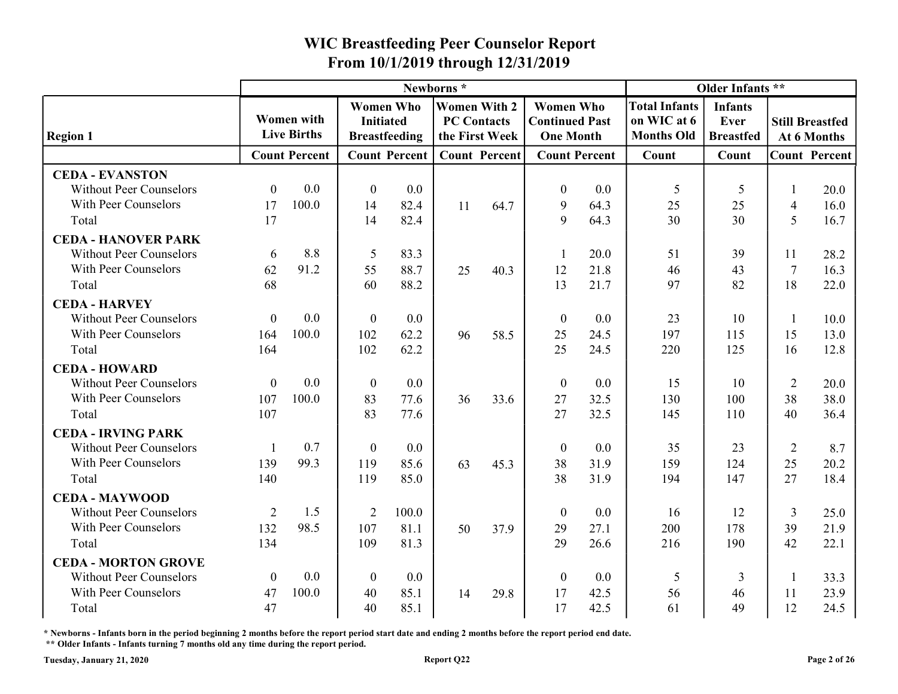# WIC Breastfeeding Peer Counselor Report
## From 10/1/2019 through 12/31/2019

| | Newborns * | | | | | | | | Older Infants ** | | | |
|---|---|---|---|---|---|---|---|---|---|---|---|---|
| **Region 1** | Women with Live Births | | Women Who Initiated Breastfeeding | | Women With 2 PC Contacts the First Week | | Women Who Continued Past One Month | | Total Infants on WIC at 6 Months Old | Infants Ever Breastfed | Still Breastfed At 6 Months | |
| | Count | Percent | Count | Percent | Count | Percent | Count | Percent | Count | Count | Count | Percent |
| **CEDA - EVANSTON** | | | | | | | | | | | | |
| Without Peer Counselors | 0 | 0.0 | 0 | 0.0 | | | 0 | 0.0 | 5 | 5 | 1 | 20.0 |
| With Peer Counselors | 17 | 100.0 | 14 | 82.4 | 11 | 64.7 | 9 | 64.3 | 25 | 25 | 4 | 16.0 |
| Total | 17 | | 14 | 82.4 | | | 9 | 64.3 | 30 | 30 | 5 | 16.7 |
| **CEDA - HANOVER PARK** | | | | | | | | | | | | |
| Without Peer Counselors | 6 | 8.8 | 5 | 83.3 | | | 1 | 20.0 | 51 | 39 | 11 | 28.2 |
| With Peer Counselors | 62 | 91.2 | 55 | 88.7 | 25 | 40.3 | 12 | 21.8 | 46 | 43 | 7 | 16.3 |
| Total | 68 | | 60 | 88.2 | | | 13 | 21.7 | 97 | 82 | 18 | 22.0 |
| **CEDA - HARVEY** | | | | | | | | | | | | |
| Without Peer Counselors | 0 | 0.0 | 0 | 0.0 | | | 0 | 0.0 | 23 | 10 | 1 | 10.0 |
| With Peer Counselors | 164 | 100.0 | 102 | 62.2 | 96 | 58.5 | 25 | 24.5 | 197 | 115 | 15 | 13.0 |
| Total | 164 | | 102 | 62.2 | | | 25 | 24.5 | 220 | 125 | 16 | 12.8 |
| **CEDA - HOWARD** | | | | | | | | | | | | |
| Without Peer Counselors | 0 | 0.0 | 0 | 0.0 | | | 0 | 0.0 | 15 | 10 | 2 | 20.0 |
| With Peer Counselors | 107 | 100.0 | 83 | 77.6 | 36 | 33.6 | 27 | 32.5 | 130 | 100 | 38 | 38.0 |
| Total | 107 | | 83 | 77.6 | | | 27 | 32.5 | 145 | 110 | 40 | 36.4 |
| **CEDA - IRVING PARK** | | | | | | | | | | | | |
| Without Peer Counselors | 1 | 0.7 | 0 | 0.0 | | | 0 | 0.0 | 35 | 23 | 2 | 8.7 |
| With Peer Counselors | 139 | 99.3 | 119 | 85.6 | 63 | 45.3 | 38 | 31.9 | 159 | 124 | 25 | 20.2 |
| Total | 140 | | 119 | 85.0 | | | 38 | 31.9 | 194 | 147 | 27 | 18.4 |
| **CEDA - MAYWOOD** | | | | | | | | | | | | |
| Without Peer Counselors | 2 | 1.5 | 2 | 100.0 | | | 0 | 0.0 | 16 | 12 | 3 | 25.0 |
| With Peer Counselors | 132 | 98.5 | 107 | 81.1 | 50 | 37.9 | 29 | 27.1 | 200 | 178 | 39 | 21.9 |
| Total | 134 | | 109 | 81.3 | | | 29 | 26.6 | 216 | 190 | 42 | 22.1 |
| **CEDA - MORTON GROVE** | | | | | | | | | | | | |
| Without Peer Counselors | 0 | 0.0 | 0 | 0.0 | | | 0 | 0.0 | 5 | 3 | 1 | 33.3 |
| With Peer Counselors | 47 | 100.0 | 40 | 85.1 | 14 | 29.8 | 17 | 42.5 | 56 | 46 | 11 | 23.9 |
| Total | 47 | | 40 | 85.1 | | | 17 | 42.5 | 61 | 49 | 12 | 24.5 |

**\* Newborns - Infants born in the period beginning 2 months before the report period start date and ending 2 months before the report period end date.**
**\*\* Older Infants - Infants turning 7 months old any time during the report period.**

Tuesday, January 21, 2020 — Report Q22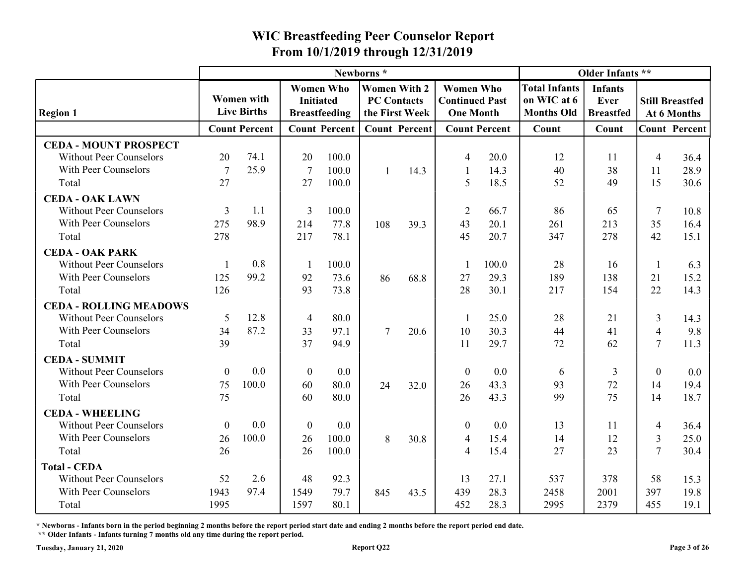# WIC Breastfeeding Peer Counselor Report
## From 10/1/2019 through 12/31/2019

| Region 1 | Newborns * | | | | | | | | Older Infants ** | | | |
|---|---|---|---|---|---|---|---|---|---|---|---|---|
| | Women with Live Births | | Women Who Initiated Breastfeeding | | Women With 2 PC Contacts the First Week | | Women Who Continued Past One Month | | Total Infants on WIC at 6 Months Old | Infants Ever Breastfed | Still Breastfed At 6 Months | |
| | Count | Percent | Count | Percent | Count | Percent | Count | Percent | Count | Count | Count | Percent |
| **CEDA - MOUNT PROSPECT** | | | | | | | | | | | | |
| Without Peer Counselors | 20 | 74.1 | 20 | 100.0 | | | 4 | 20.0 | 12 | 11 | 4 | 36.4 |
| With Peer Counselors | 7 | 25.9 | 7 | 100.0 | 1 | 14.3 | 1 | 14.3 | 40 | 38 | 11 | 28.9 |
| Total | 27 | | 27 | 100.0 | | | 5 | 18.5 | 52 | 49 | 15 | 30.6 |
| **CEDA - OAK LAWN** | | | | | | | | | | | | |
| Without Peer Counselors | 3 | 1.1 | 3 | 100.0 | | | 2 | 66.7 | 86 | 65 | 7 | 10.8 |
| With Peer Counselors | 275 | 98.9 | 214 | 77.8 | 108 | 39.3 | 43 | 20.1 | 261 | 213 | 35 | 16.4 |
| Total | 278 | | 217 | 78.1 | | | 45 | 20.7 | 347 | 278 | 42 | 15.1 |
| **CEDA - OAK PARK** | | | | | | | | | | | | |
| Without Peer Counselors | 1 | 0.8 | 1 | 100.0 | | | 1 | 100.0 | 28 | 16 | 1 | 6.3 |
| With Peer Counselors | 125 | 99.2 | 92 | 73.6 | 86 | 68.8 | 27 | 29.3 | 189 | 138 | 21 | 15.2 |
| Total | 126 | | 93 | 73.8 | | | 28 | 30.1 | 217 | 154 | 22 | 14.3 |
| **CEDA - ROLLING MEADOWS** | | | | | | | | | | | | |
| Without Peer Counselors | 5 | 12.8 | 4 | 80.0 | | | 1 | 25.0 | 28 | 21 | 3 | 14.3 |
| With Peer Counselors | 34 | 87.2 | 33 | 97.1 | 7 | 20.6 | 10 | 30.3 | 44 | 41 | 4 | 9.8 |
| Total | 39 | | 37 | 94.9 | | | 11 | 29.7 | 72 | 62 | 7 | 11.3 |
| **CEDA - SUMMIT** | | | | | | | | | | | | |
| Without Peer Counselors | 0 | 0.0 | 0 | 0.0 | | | 0 | 0.0 | 6 | 3 | 0 | 0.0 |
| With Peer Counselors | 75 | 100.0 | 60 | 80.0 | 24 | 32.0 | 26 | 43.3 | 93 | 72 | 14 | 19.4 |
| Total | 75 | | 60 | 80.0 | | | 26 | 43.3 | 99 | 75 | 14 | 18.7 |
| **CEDA - WHEELING** | | | | | | | | | | | | |
| Without Peer Counselors | 0 | 0.0 | 0 | 0.0 | | | 0 | 0.0 | 13 | 11 | 4 | 36.4 |
| With Peer Counselors | 26 | 100.0 | 26 | 100.0 | 8 | 30.8 | 4 | 15.4 | 14 | 12 | 3 | 25.0 |
| Total | 26 | | 26 | 100.0 | | | 4 | 15.4 | 27 | 23 | 7 | 30.4 |
| **Total - CEDA** | | | | | | | | | | | | |
| Without Peer Counselors | 52 | 2.6 | 48 | 92.3 | | | 13 | 27.1 | 537 | 378 | 58 | 15.3 |
| With Peer Counselors | 1943 | 97.4 | 1549 | 79.7 | 845 | 43.5 | 439 | 28.3 | 2458 | 2001 | 397 | 19.8 |
| Total | 1995 | | 1597 | 80.1 | | | 452 | 28.3 | 2995 | 2379 | 455 | 19.1 |

**\* Newborns - Infants born in the period beginning 2 months before the report period start date and ending 2 months before the report period end date.**

**\*\* Older Infants - Infants turning 7 months old any time during the report period.**

Tuesday, January 21, 2020 — Report Q22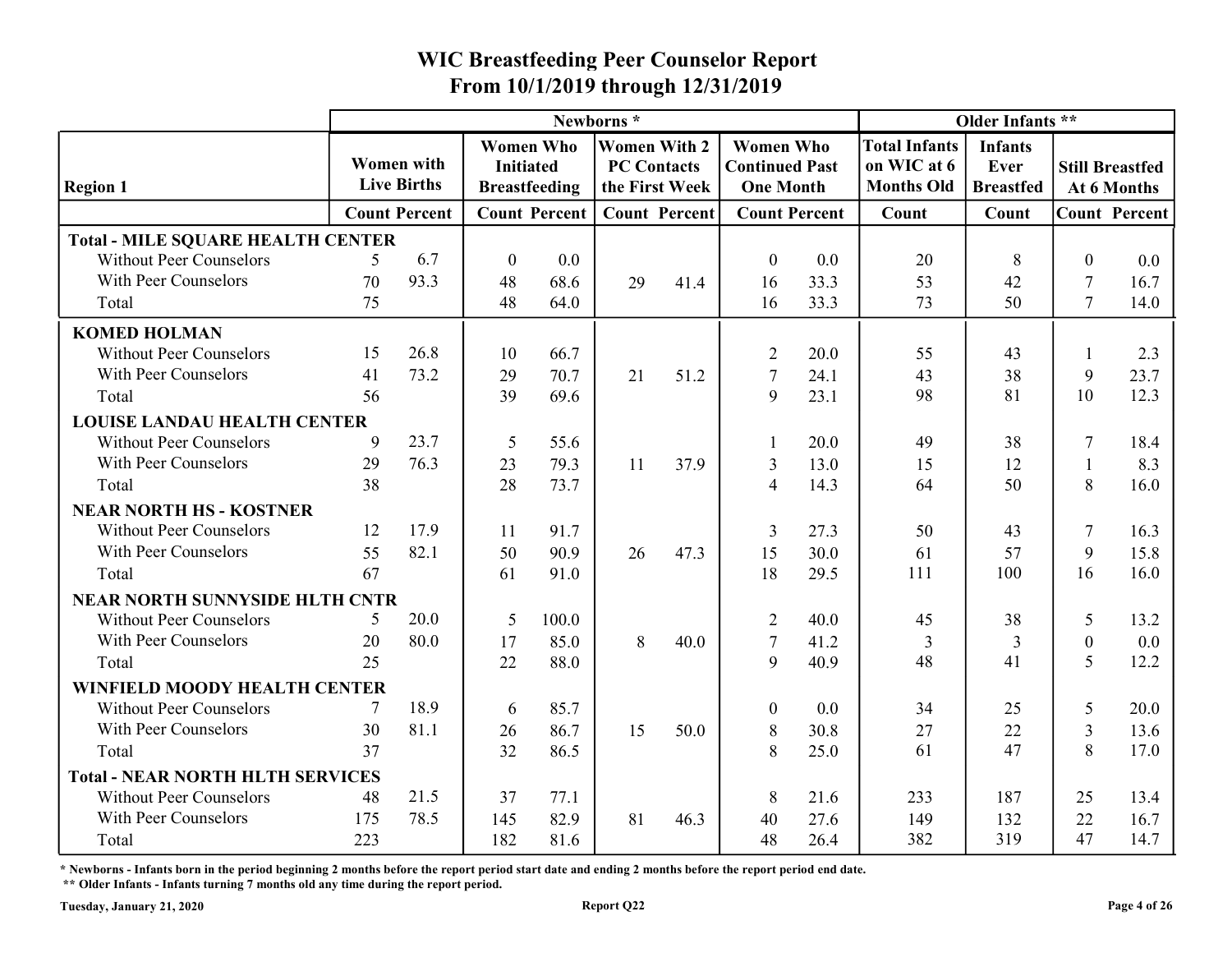# WIC Breastfeeding Peer Counselor Report
## From 10/1/2019 through 12/31/2019

| Region 1 | Newborns * | | | | | | | | Older Infants ** | | | |
|---|---|---|---|---|---|---|---|---|---|---|---|---|
| | Women with Live Births | | Women Who Initiated Breastfeeding | | Women With 2 PC Contacts the First Week | | Women Who Continued Past One Month | | Total Infants on WIC at 6 Months Old | Infants Ever Breastfed | Still Breastfed At 6 Months | |
| | Count | Percent | Count | Percent | Count | Percent | Count | Percent | Count | Count | Count | Percent |
| **Total - MILE SQUARE HEALTH CENTER** | | | | | | | | | | | | |
| Without Peer Counselors | 5 | 6.7 | 0 | 0.0 | | | 0 | 0.0 | 20 | 8 | 0 | 0.0 |
| With Peer Counselors | 70 | 93.3 | 48 | 68.6 | 29 | 41.4 | 16 | 33.3 | 53 | 42 | 7 | 16.7 |
| Total | 75 | | 48 | 64.0 | | | 16 | 33.3 | 73 | 50 | 7 | 14.0 |
| **KOMED HOLMAN** | | | | | | | | | | | | |
| Without Peer Counselors | 15 | 26.8 | 10 | 66.7 | | | 2 | 20.0 | 55 | 43 | 1 | 2.3 |
| With Peer Counselors | 41 | 73.2 | 29 | 70.7 | 21 | 51.2 | 7 | 24.1 | 43 | 38 | 9 | 23.7 |
| Total | 56 | | 39 | 69.6 | | | 9 | 23.1 | 98 | 81 | 10 | 12.3 |
| **LOUISE LANDAU HEALTH CENTER** | | | | | | | | | | | | |
| Without Peer Counselors | 9 | 23.7 | 5 | 55.6 | | | 1 | 20.0 | 49 | 38 | 7 | 18.4 |
| With Peer Counselors | 29 | 76.3 | 23 | 79.3 | 11 | 37.9 | 3 | 13.0 | 15 | 12 | 1 | 8.3 |
| Total | 38 | | 28 | 73.7 | | | 4 | 14.3 | 64 | 50 | 8 | 16.0 |
| **NEAR NORTH HS - KOSTNER** | | | | | | | | | | | | |
| Without Peer Counselors | 12 | 17.9 | 11 | 91.7 | | | 3 | 27.3 | 50 | 43 | 7 | 16.3 |
| With Peer Counselors | 55 | 82.1 | 50 | 90.9 | 26 | 47.3 | 15 | 30.0 | 61 | 57 | 9 | 15.8 |
| Total | 67 | | 61 | 91.0 | | | 18 | 29.5 | 111 | 100 | 16 | 16.0 |
| **NEAR NORTH SUNNYSIDE HLTH CNTR** | | | | | | | | | | | | |
| Without Peer Counselors | 5 | 20.0 | 5 | 100.0 | | | 2 | 40.0 | 45 | 38 | 5 | 13.2 |
| With Peer Counselors | 20 | 80.0 | 17 | 85.0 | 8 | 40.0 | 7 | 41.2 | 3 | 3 | 0 | 0.0 |
| Total | 25 | | 22 | 88.0 | | | 9 | 40.9 | 48 | 41 | 5 | 12.2 |
| **WINFIELD MOODY HEALTH CENTER** | | | | | | | | | | | | |
| Without Peer Counselors | 7 | 18.9 | 6 | 85.7 | | | 0 | 0.0 | 34 | 25 | 5 | 20.0 |
| With Peer Counselors | 30 | 81.1 | 26 | 86.7 | 15 | 50.0 | 8 | 30.8 | 27 | 22 | 3 | 13.6 |
| Total | 37 | | 32 | 86.5 | | | 8 | 25.0 | 61 | 47 | 8 | 17.0 |
| **Total - NEAR NORTH HLTH SERVICES** | | | | | | | | | | | | |
| Without Peer Counselors | 48 | 21.5 | 37 | 77.1 | | | 8 | 21.6 | 233 | 187 | 25 | 13.4 |
| With Peer Counselors | 175 | 78.5 | 145 | 82.9 | 81 | 46.3 | 40 | 27.6 | 149 | 132 | 22 | 16.7 |
| Total | 223 | | 182 | 81.6 | | | 48 | 26.4 | 382 | 319 | 47 | 14.7 |

* Newborns - Infants born in the period beginning 2 months before the report period start date and ending 2 months before the report period end date.

** Older Infants - Infants turning 7 months old any time during the report period.

Tuesday, January 21, 2020 — Report Q22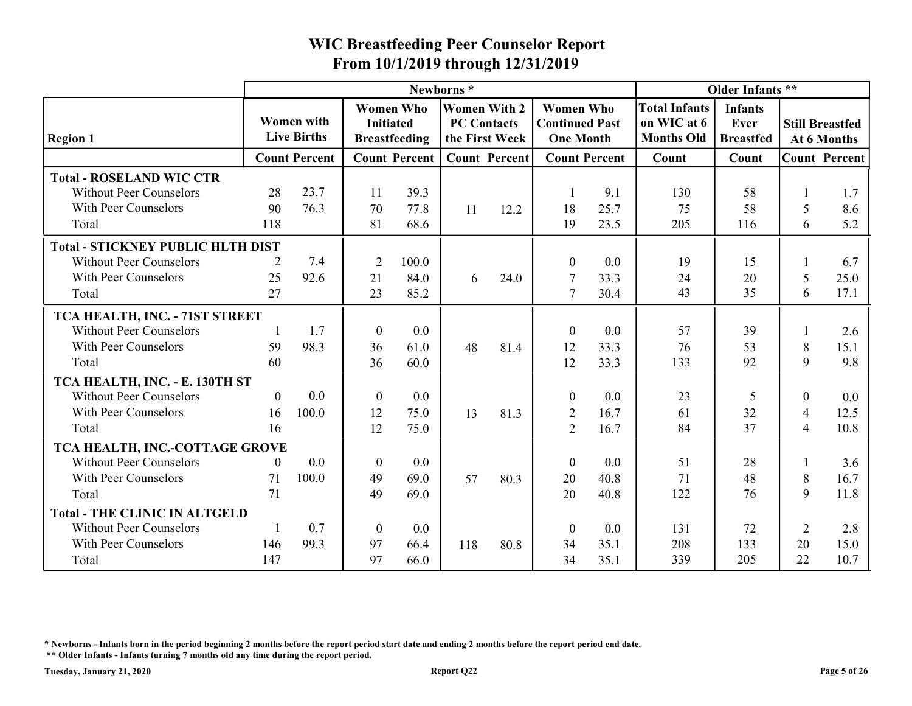# WIC Breastfeeding Peer Counselor Report

## From 10/1/2019 through 12/31/2019

| Region 1 | Newborns * | | | | | | | | Older Infants ** | | | |
|---|---|---|---|---|---|---|---|---|---|---|---|---|
| | Women with Live Births | | Women Who Initiated Breastfeeding | | Women With 2 PC Contacts the First Week | | Women Who Continued Past One Month | | Total Infants on WIC at 6 Months Old | Infants Ever Breastfed | Still Breastfed At 6 Months | |
| | Count | Percent | Count | Percent | Count | Percent | Count | Percent | Count | Count | Count | Percent |
| **Total - ROSELAND WIC CTR** | | | | | | | | | | | | |
| Without Peer Counselors | 28 | 23.7 | 11 | 39.3 | | | 1 | 9.1 | 130 | 58 | 1 | 1.7 |
| With Peer Counselors | 90 | 76.3 | 70 | 77.8 | 11 | 12.2 | 18 | 25.7 | 75 | 58 | 5 | 8.6 |
| Total | 118 | | 81 | 68.6 | | | 19 | 23.5 | 205 | 116 | 6 | 5.2 |
| **Total - STICKNEY PUBLIC HLTH DIST** | | | | | | | | | | | | |
| Without Peer Counselors | 2 | 7.4 | 2 | 100.0 | | | 0 | 0.0 | 19 | 15 | 1 | 6.7 |
| With Peer Counselors | 25 | 92.6 | 21 | 84.0 | 6 | 24.0 | 7 | 33.3 | 24 | 20 | 5 | 25.0 |
| Total | 27 | | 23 | 85.2 | | | 7 | 30.4 | 43 | 35 | 6 | 17.1 |
| **TCA HEALTH, INC. - 71ST STREET** | | | | | | | | | | | | |
| Without Peer Counselors | 1 | 1.7 | 0 | 0.0 | | | 0 | 0.0 | 57 | 39 | 1 | 2.6 |
| With Peer Counselors | 59 | 98.3 | 36 | 61.0 | 48 | 81.4 | 12 | 33.3 | 76 | 53 | 8 | 15.1 |
| Total | 60 | | 36 | 60.0 | | | 12 | 33.3 | 133 | 92 | 9 | 9.8 |
| **TCA HEALTH, INC. - E. 130TH ST** | | | | | | | | | | | | |
| Without Peer Counselors | 0 | 0.0 | 0 | 0.0 | | | 0 | 0.0 | 23 | 5 | 0 | 0.0 |
| With Peer Counselors | 16 | 100.0 | 12 | 75.0 | 13 | 81.3 | 2 | 16.7 | 61 | 32 | 4 | 12.5 |
| Total | 16 | | 12 | 75.0 | | | 2 | 16.7 | 84 | 37 | 4 | 10.8 |
| **TCA HEALTH, INC.-COTTAGE GROVE** | | | | | | | | | | | | |
| Without Peer Counselors | 0 | 0.0 | 0 | 0.0 | | | 0 | 0.0 | 51 | 28 | 1 | 3.6 |
| With Peer Counselors | 71 | 100.0 | 49 | 69.0 | 57 | 80.3 | 20 | 40.8 | 71 | 48 | 8 | 16.7 |
| Total | 71 | | 49 | 69.0 | | | 20 | 40.8 | 122 | 76 | 9 | 11.8 |
| **Total - THE CLINIC IN ALTGELD** | | | | | | | | | | | | |
| Without Peer Counselors | 1 | 0.7 | 0 | 0.0 | | | 0 | 0.0 | 131 | 72 | 2 | 2.8 |
| With Peer Counselors | 146 | 99.3 | 97 | 66.4 | 118 | 80.8 | 34 | 35.1 | 208 | 133 | 20 | 15.0 |
| Total | 147 | | 97 | 66.0 | | | 34 | 35.1 | 339 | 205 | 22 | 10.7 |

\* Newborns - Infants born in the period beginning 2 months before the report period start date and ending 2 months before the report period end date.

\*\* Older Infants - Infants turning 7 months old any time during the report period.

Tuesday, January 21, 2020 | Report Q22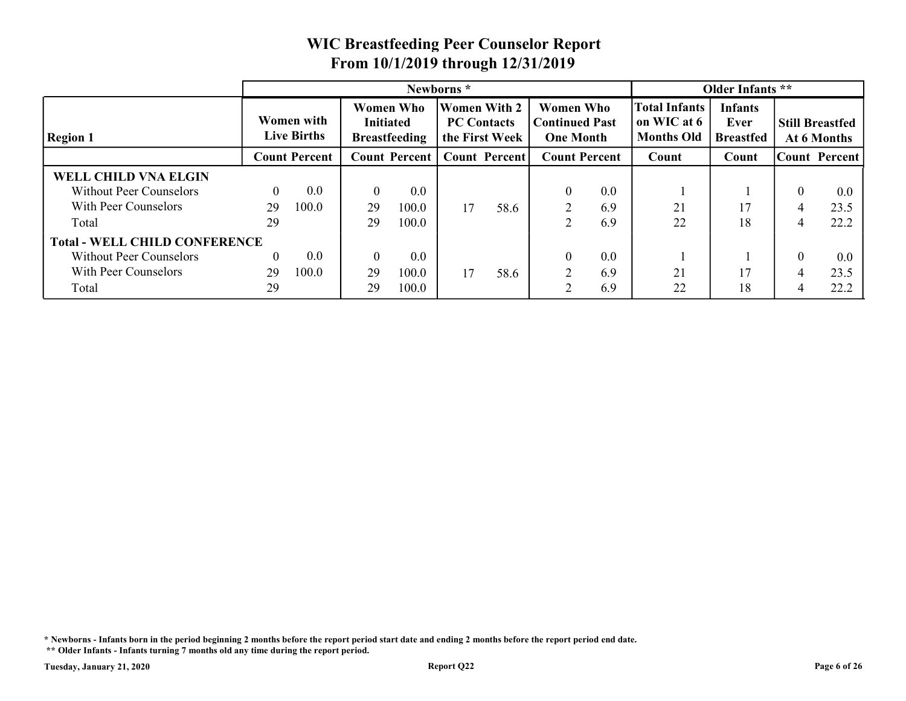# WIC Breastfeeding Peer Counselor Report

## From 10/1/2019 through 12/31/2019

| Region 1 | Newborns * | | | | | | | | Older Infants ** | | | |
|---|---|---|---|---|---|---|---|---|---|---|---|---|
| | Women with Live Births | | Women Who Initiated Breastfeeding | | Women With 2 PC Contacts the First Week | | Women Who Continued Past One Month | | Total Infants on WIC at 6 Months Old | Infants Ever Breastfed | Still Breastfed At 6 Months | |
| | Count | Percent | Count | Percent | Count | Percent | Count | Percent | Count | Count | Count | Percent |
| **WELL CHILD VNA ELGIN** | | | | | | | | | | | | |
| Without Peer Counselors | 0 | 0.0 | 0 | 0.0 | | | 0 | 0.0 | 1 | 1 | 0 | 0.0 |
| With Peer Counselors | 29 | 100.0 | 29 | 100.0 | 17 | 58.6 | 2 | 6.9 | 21 | 17 | 4 | 23.5 |
| Total | 29 | | 29 | 100.0 | | | 2 | 6.9 | 22 | 18 | 4 | 22.2 |
| **Total - WELL CHILD CONFERENCE** | | | | | | | | | | | | |
| Without Peer Counselors | 0 | 0.0 | 0 | 0.0 | | | 0 | 0.0 | 1 | 1 | 0 | 0.0 |
| With Peer Counselors | 29 | 100.0 | 29 | 100.0 | 17 | 58.6 | 2 | 6.9 | 21 | 17 | 4 | 23.5 |
| Total | 29 | | 29 | 100.0 | | | 2 | 6.9 | 22 | 18 | 4 | 22.2 |

**\* Newborns - Infants born in the period beginning 2 months before the report period start date and ending 2 months before the report period end date.**

**\*\* Older Infants - Infants turning 7 months old any time during the report period.**

**Tuesday, January 21, 2020** **Report Q22**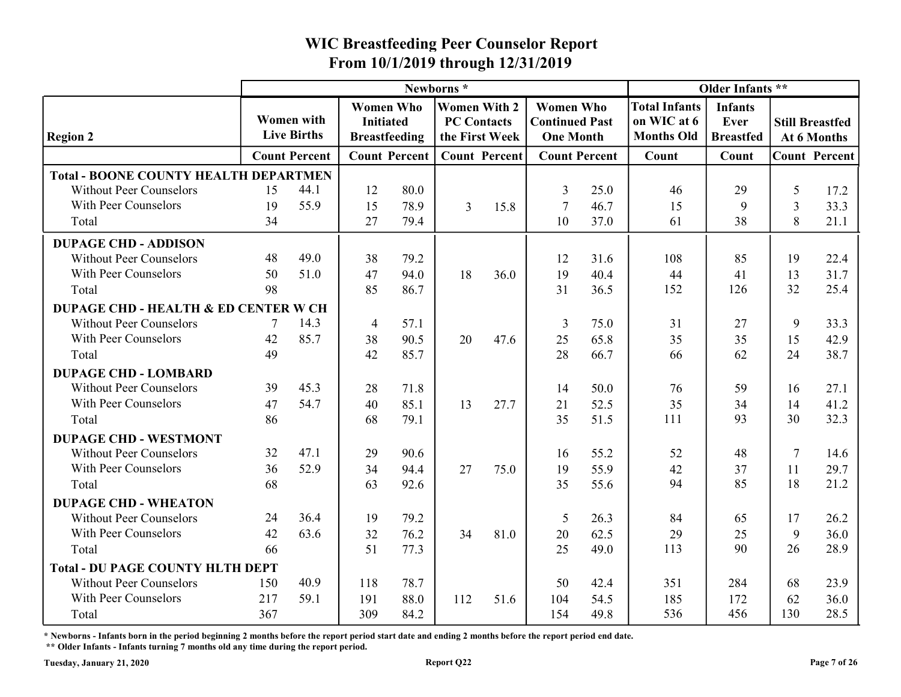# WIC Breastfeeding Peer Counselor Report
## From 10/1/2019 through 12/31/2019

| Region 2 | Newborns * | | | | | | | | Older Infants ** | | | |
|---|---|---|---|---|---|---|---|---|---|---|---|---|
| | Women with Live Births | | Women Who Initiated Breastfeeding | | Women With 2 PC Contacts the First Week | | Women Who Continued Past One Month | | Total Infants on WIC at 6 Months Old | Infants Ever Breastfed | Still Breastfed At 6 Months | |
| | Count | Percent | Count | Percent | Count | Percent | Count | Percent | Count | Count | Count | Percent |
| **Total - BOONE COUNTY HEALTH DEPARTMEN** | | | | | | | | | | | | |
| Without Peer Counselors | 15 | 44.1 | 12 | 80.0 | | | 3 | 25.0 | 46 | 29 | 5 | 17.2 |
| With Peer Counselors | 19 | 55.9 | 15 | 78.9 | 3 | 15.8 | 7 | 46.7 | 15 | 9 | 3 | 33.3 |
| Total | 34 | | 27 | 79.4 | | | 10 | 37.0 | 61 | 38 | 8 | 21.1 |
| **DUPAGE CHD - ADDISON** | | | | | | | | | | | | |
| Without Peer Counselors | 48 | 49.0 | 38 | 79.2 | | | 12 | 31.6 | 108 | 85 | 19 | 22.4 |
| With Peer Counselors | 50 | 51.0 | 47 | 94.0 | 18 | 36.0 | 19 | 40.4 | 44 | 41 | 13 | 31.7 |
| Total | 98 | | 85 | 86.7 | | | 31 | 36.5 | 152 | 126 | 32 | 25.4 |
| **DUPAGE CHD - HEALTH & ED CENTER W CH** | | | | | | | | | | | | |
| Without Peer Counselors | 7 | 14.3 | 4 | 57.1 | | | 3 | 75.0 | 31 | 27 | 9 | 33.3 |
| With Peer Counselors | 42 | 85.7 | 38 | 90.5 | 20 | 47.6 | 25 | 65.8 | 35 | 35 | 15 | 42.9 |
| Total | 49 | | 42 | 85.7 | | | 28 | 66.7 | 66 | 62 | 24 | 38.7 |
| **DUPAGE CHD - LOMBARD** | | | | | | | | | | | | |
| Without Peer Counselors | 39 | 45.3 | 28 | 71.8 | | | 14 | 50.0 | 76 | 59 | 16 | 27.1 |
| With Peer Counselors | 47 | 54.7 | 40 | 85.1 | 13 | 27.7 | 21 | 52.5 | 35 | 34 | 14 | 41.2 |
| Total | 86 | | 68 | 79.1 | | | 35 | 51.5 | 111 | 93 | 30 | 32.3 |
| **DUPAGE CHD - WESTMONT** | | | | | | | | | | | | |
| Without Peer Counselors | 32 | 47.1 | 29 | 90.6 | | | 16 | 55.2 | 52 | 48 | 7 | 14.6 |
| With Peer Counselors | 36 | 52.9 | 34 | 94.4 | 27 | 75.0 | 19 | 55.9 | 42 | 37 | 11 | 29.7 |
| Total | 68 | | 63 | 92.6 | | | 35 | 55.6 | 94 | 85 | 18 | 21.2 |
| **DUPAGE CHD - WHEATON** | | | | | | | | | | | | |
| Without Peer Counselors | 24 | 36.4 | 19 | 79.2 | | | 5 | 26.3 | 84 | 65 | 17 | 26.2 |
| With Peer Counselors | 42 | 63.6 | 32 | 76.2 | 34 | 81.0 | 20 | 62.5 | 29 | 25 | 9 | 36.0 |
| Total | 66 | | 51 | 77.3 | | | 25 | 49.0 | 113 | 90 | 26 | 28.9 |
| **Total - DU PAGE COUNTY HLTH DEPT** | | | | | | | | | | | | |
| Without Peer Counselors | 150 | 40.9 | 118 | 78.7 | | | 50 | 42.4 | 351 | 284 | 68 | 23.9 |
| With Peer Counselors | 217 | 59.1 | 191 | 88.0 | 112 | 51.6 | 104 | 54.5 | 185 | 172 | 62 | 36.0 |
| Total | 367 | | 309 | 84.2 | | | 154 | 49.8 | 536 | 456 | 130 | 28.5 |

\* Newborns - Infants born in the period beginning 2 months before the report period start date and ending 2 months before the report period end date.

\*\* Older Infants - Infants turning 7 months old any time during the report period.

Tuesday, January 21, 2020 — Report Q22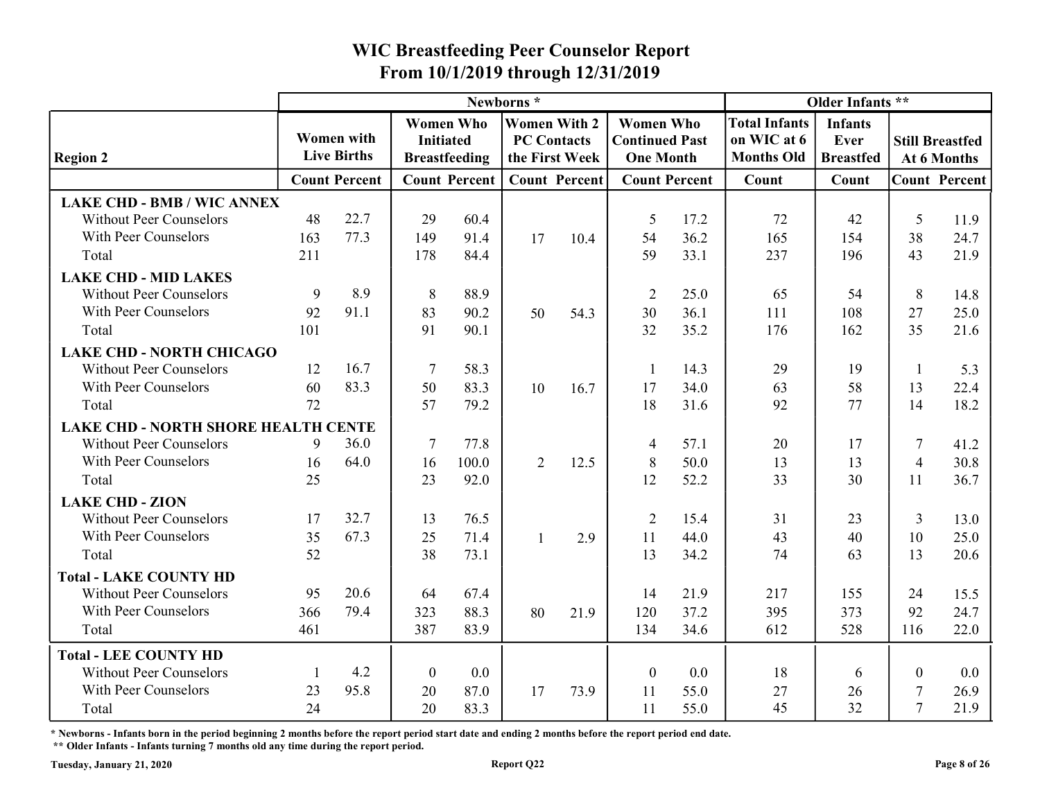# WIC Breastfeeding Peer Counselor Report
## From 10/1/2019 through 12/31/2019

| Region 2 | Newborns * | | | | | | | | Older Infants ** | | | |
|---|---|---|---|---|---|---|---|---|---|---|---|---|
| | Women with Live Births | | Women Who Initiated Breastfeeding | | Women With 2 PC Contacts the First Week | | Women Who Continued Past One Month | | Total Infants on WIC at 6 Months Old | Infants Ever Breastfed | Still Breastfed At 6 Months | |
| | Count | Percent | Count | Percent | Count | Percent | Count | Percent | Count | Count | Count | Percent |
| **LAKE CHD - BMB / WIC ANNEX** | | | | | | | | | | | | |
| Without Peer Counselors | 48 | 22.7 | 29 | 60.4 | | | 5 | 17.2 | 72 | 42 | 5 | 11.9 |
| With Peer Counselors | 163 | 77.3 | 149 | 91.4 | 17 | 10.4 | 54 | 36.2 | 165 | 154 | 38 | 24.7 |
| Total | 211 | | 178 | 84.4 | | | 59 | 33.1 | 237 | 196 | 43 | 21.9 |
| **LAKE CHD - MID LAKES** | | | | | | | | | | | | |
| Without Peer Counselors | 9 | 8.9 | 8 | 88.9 | | | 2 | 25.0 | 65 | 54 | 8 | 14.8 |
| With Peer Counselors | 92 | 91.1 | 83 | 90.2 | 50 | 54.3 | 30 | 36.1 | 111 | 108 | 27 | 25.0 |
| Total | 101 | | 91 | 90.1 | | | 32 | 35.2 | 176 | 162 | 35 | 21.6 |
| **LAKE CHD - NORTH CHICAGO** | | | | | | | | | | | | |
| Without Peer Counselors | 12 | 16.7 | 7 | 58.3 | | | 1 | 14.3 | 29 | 19 | 1 | 5.3 |
| With Peer Counselors | 60 | 83.3 | 50 | 83.3 | 10 | 16.7 | 17 | 34.0 | 63 | 58 | 13 | 22.4 |
| Total | 72 | | 57 | 79.2 | | | 18 | 31.6 | 92 | 77 | 14 | 18.2 |
| **LAKE CHD - NORTH SHORE HEALTH CENTE** | | | | | | | | | | | | |
| Without Peer Counselors | 9 | 36.0 | 7 | 77.8 | | | 4 | 57.1 | 20 | 17 | 7 | 41.2 |
| With Peer Counselors | 16 | 64.0 | 16 | 100.0 | 2 | 12.5 | 8 | 50.0 | 13 | 13 | 4 | 30.8 |
| Total | 25 | | 23 | 92.0 | | | 12 | 52.2 | 33 | 30 | 11 | 36.7 |
| **LAKE CHD - ZION** | | | | | | | | | | | | |
| Without Peer Counselors | 17 | 32.7 | 13 | 76.5 | | | 2 | 15.4 | 31 | 23 | 3 | 13.0 |
| With Peer Counselors | 35 | 67.3 | 25 | 71.4 | 1 | 2.9 | 11 | 44.0 | 43 | 40 | 10 | 25.0 |
| Total | 52 | | 38 | 73.1 | | | 13 | 34.2 | 74 | 63 | 13 | 20.6 |
| **Total - LAKE COUNTY HD** | | | | | | | | | | | | |
| Without Peer Counselors | 95 | 20.6 | 64 | 67.4 | | | 14 | 21.9 | 217 | 155 | 24 | 15.5 |
| With Peer Counselors | 366 | 79.4 | 323 | 88.3 | 80 | 21.9 | 120 | 37.2 | 395 | 373 | 92 | 24.7 |
| Total | 461 | | 387 | 83.9 | | | 134 | 34.6 | 612 | 528 | 116 | 22.0 |
| **Total - LEE COUNTY HD** | | | | | | | | | | | | |
| Without Peer Counselors | 1 | 4.2 | 0 | 0.0 | | | 0 | 0.0 | 18 | 6 | 0 | 0.0 |
| With Peer Counselors | 23 | 95.8 | 20 | 87.0 | 17 | 73.9 | 11 | 55.0 | 27 | 26 | 7 | 26.9 |
| Total | 24 | | 20 | 83.3 | | | 11 | 55.0 | 45 | 32 | 7 | 21.9 |

**\* Newborns - Infants born in the period beginning 2 months before the report period start date and ending 2 months before the report period end date.**

**\*\* Older Infants - Infants turning 7 months old any time during the report period.**

**Tuesday, January 21, 2020** — **Report Q22**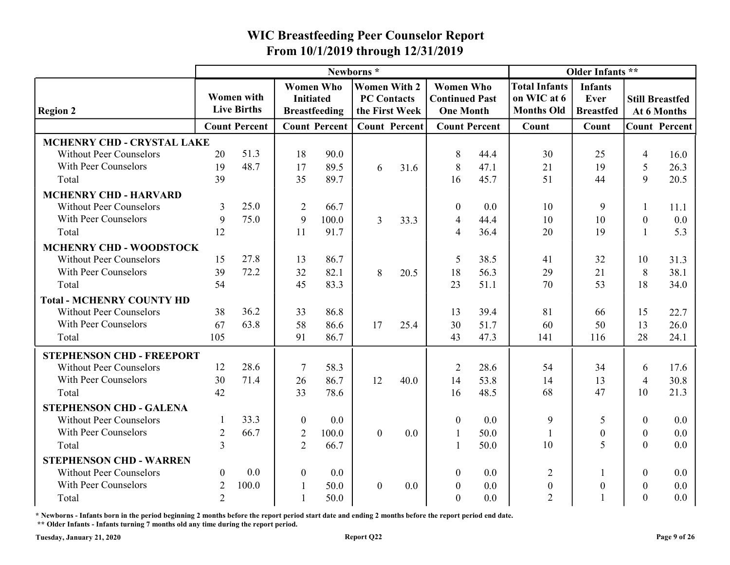# WIC Breastfeeding Peer Counselor Report
## From 10/1/2019 through 12/31/2019

| Region 2 | Newborns * | | | | | | | | Older Infants ** | | | |
|---|---|---|---|---|---|---|---|---|---|---|---|---|
| | Women with Live Births | | Women Who Initiated Breastfeeding | | Women With 2 PC Contacts the First Week | | Women Who Continued Past One Month | | Total Infants on WIC at 6 Months Old | Infants Ever Breastfed | Still Breastfed At 6 Months | |
| | Count | Percent | Count | Percent | Count | Percent | Count | Percent | Count | Count | Count | Percent |
| **MCHENRY CHD - CRYSTAL LAKE** | | | | | | | | | | | | |
| Without Peer Counselors | 20 | 51.3 | 18 | 90.0 | | | 8 | 44.4 | 30 | 25 | 4 | 16.0 |
| With Peer Counselors | 19 | 48.7 | 17 | 89.5 | 6 | 31.6 | 8 | 47.1 | 21 | 19 | 5 | 26.3 |
| Total | 39 | | 35 | 89.7 | | | 16 | 45.7 | 51 | 44 | 9 | 20.5 |
| **MCHENRY CHD - HARVARD** | | | | | | | | | | | | |
| Without Peer Counselors | 3 | 25.0 | 2 | 66.7 | | | 0 | 0.0 | 10 | 9 | 1 | 11.1 |
| With Peer Counselors | 9 | 75.0 | 9 | 100.0 | 3 | 33.3 | 4 | 44.4 | 10 | 10 | 0 | 0.0 |
| Total | 12 | | 11 | 91.7 | | | 4 | 36.4 | 20 | 19 | 1 | 5.3 |
| **MCHENRY CHD - WOODSTOCK** | | | | | | | | | | | | |
| Without Peer Counselors | 15 | 27.8 | 13 | 86.7 | | | 5 | 38.5 | 41 | 32 | 10 | 31.3 |
| With Peer Counselors | 39 | 72.2 | 32 | 82.1 | 8 | 20.5 | 18 | 56.3 | 29 | 21 | 8 | 38.1 |
| Total | 54 | | 45 | 83.3 | | | 23 | 51.1 | 70 | 53 | 18 | 34.0 |
| **Total - MCHENRY COUNTY HD** | | | | | | | | | | | | |
| Without Peer Counselors | 38 | 36.2 | 33 | 86.8 | | | 13 | 39.4 | 81 | 66 | 15 | 22.7 |
| With Peer Counselors | 67 | 63.8 | 58 | 86.6 | 17 | 25.4 | 30 | 51.7 | 60 | 50 | 13 | 26.0 |
| Total | 105 | | 91 | 86.7 | | | 43 | 47.3 | 141 | 116 | 28 | 24.1 |
| **STEPHENSON CHD - FREEPORT** | | | | | | | | | | | | |
| Without Peer Counselors | 12 | 28.6 | 7 | 58.3 | | | 2 | 28.6 | 54 | 34 | 6 | 17.6 |
| With Peer Counselors | 30 | 71.4 | 26 | 86.7 | 12 | 40.0 | 14 | 53.8 | 14 | 13 | 4 | 30.8 |
| Total | 42 | | 33 | 78.6 | | | 16 | 48.5 | 68 | 47 | 10 | 21.3 |
| **STEPHENSON CHD - GALENA** | | | | | | | | | | | | |
| Without Peer Counselors | 1 | 33.3 | 0 | 0.0 | | | 0 | 0.0 | 9 | 5 | 0 | 0.0 |
| With Peer Counselors | 2 | 66.7 | 2 | 100.0 | 0 | 0.0 | 1 | 50.0 | 1 | 0 | 0 | 0.0 |
| Total | 3 | | 2 | 66.7 | | | 1 | 50.0 | 10 | 5 | 0 | 0.0 |
| **STEPHENSON CHD - WARREN** | | | | | | | | | | | | |
| Without Peer Counselors | 0 | 0.0 | 0 | 0.0 | | | 0 | 0.0 | 2 | 1 | 0 | 0.0 |
| With Peer Counselors | 2 | 100.0 | 1 | 50.0 | 0 | 0.0 | 0 | 0.0 | 0 | 0 | 0 | 0.0 |
| Total | 2 | | 1 | 50.0 | | | 0 | 0.0 | 2 | 1 | 0 | 0.0 |

\* Newborns - Infants born in the period beginning 2 months before the report period start date and ending 2 months before the report period end date.

\*\* Older Infants - Infants turning 7 months old any time during the report period.

Tuesday, January 21, 2020 — Report Q22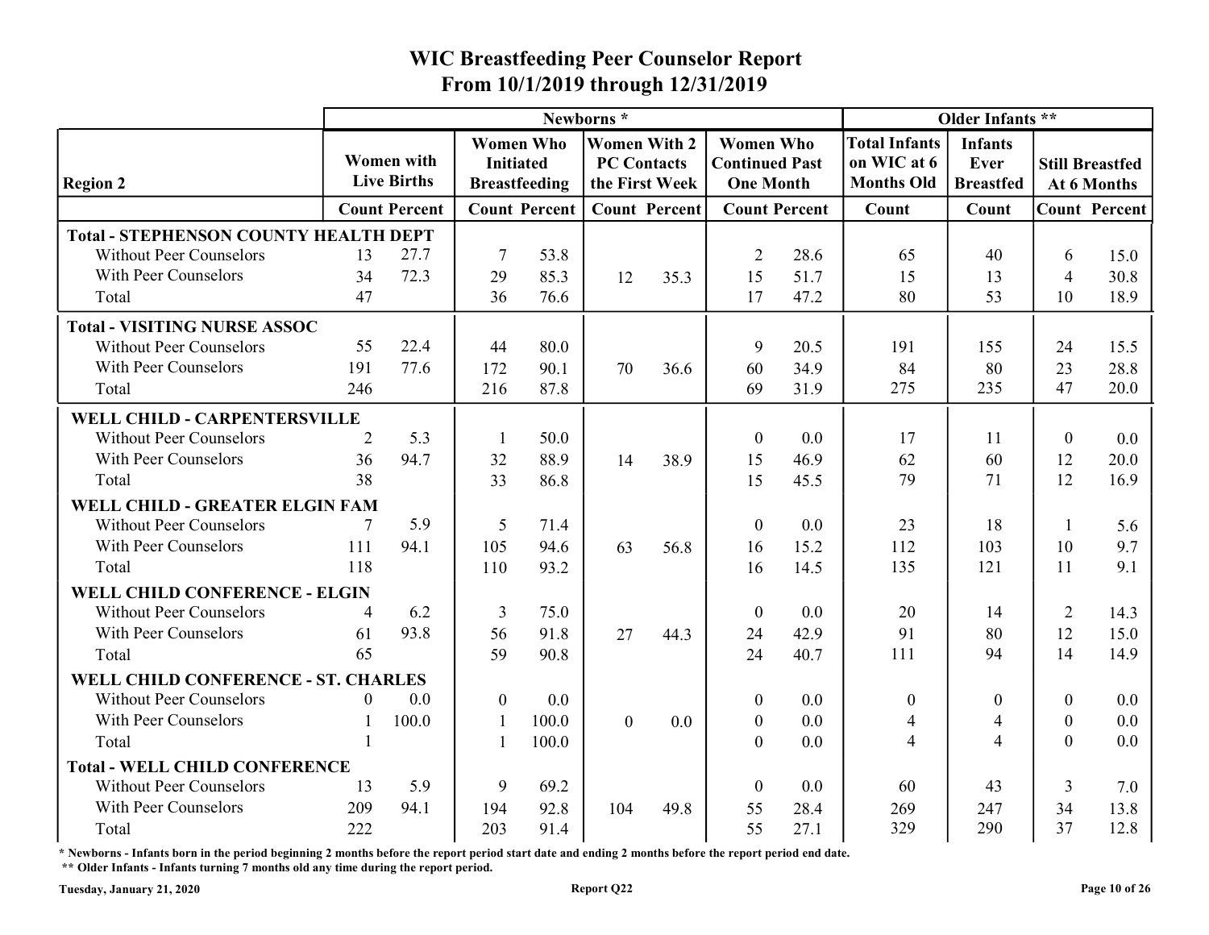# WIC Breastfeeding Peer Counselor Report

## From 10/1/2019 through 12/31/2019

| Region 2 | Newborns * | | | | | | | | Older Infants ** | | | |
|---|---|---|---|---|---|---|---|---|---|---|---|---|
| | Women with Live Births | | Women Who Initiated Breastfeeding | | Women With 2 PC Contacts the First Week | | Women Who Continued Past One Month | | Total Infants on WIC at 6 Months Old | Infants Ever Breastfed | Still Breastfed At 6 Months | |
| | Count | Percent | Count | Percent | Count | Percent | Count | Percent | Count | Count | Count | Percent |
| **Total - STEPHENSON COUNTY HEALTH DEPT** | | | | | | | | | | | | |
| Without Peer Counselors | 13 | 27.7 | 7 | 53.8 | | | 2 | 28.6 | 65 | 40 | 6 | 15.0 |
| With Peer Counselors | 34 | 72.3 | 29 | 85.3 | 12 | 35.3 | 15 | 51.7 | 15 | 13 | 4 | 30.8 |
| Total | 47 | | 36 | 76.6 | | | 17 | 47.2 | 80 | 53 | 10 | 18.9 |
| **Total - VISITING NURSE ASSOC** | | | | | | | | | | | | |
| Without Peer Counselors | 55 | 22.4 | 44 | 80.0 | | | 9 | 20.5 | 191 | 155 | 24 | 15.5 |
| With Peer Counselors | 191 | 77.6 | 172 | 90.1 | 70 | 36.6 | 60 | 34.9 | 84 | 80 | 23 | 28.8 |
| Total | 246 | | 216 | 87.8 | | | 69 | 31.9 | 275 | 235 | 47 | 20.0 |
| **WELL CHILD - CARPENTERSVILLE** | | | | | | | | | | | | |
| Without Peer Counselors | 2 | 5.3 | 1 | 50.0 | | | 0 | 0.0 | 17 | 11 | 0 | 0.0 |
| With Peer Counselors | 36 | 94.7 | 32 | 88.9 | 14 | 38.9 | 15 | 46.9 | 62 | 60 | 12 | 20.0 |
| Total | 38 | | 33 | 86.8 | | | 15 | 45.5 | 79 | 71 | 12 | 16.9 |
| **WELL CHILD - GREATER ELGIN FAM** | | | | | | | | | | | | |
| Without Peer Counselors | 7 | 5.9 | 5 | 71.4 | | | 0 | 0.0 | 23 | 18 | 1 | 5.6 |
| With Peer Counselors | 111 | 94.1 | 105 | 94.6 | 63 | 56.8 | 16 | 15.2 | 112 | 103 | 10 | 9.7 |
| Total | 118 | | 110 | 93.2 | | | 16 | 14.5 | 135 | 121 | 11 | 9.1 |
| **WELL CHILD CONFERENCE - ELGIN** | | | | | | | | | | | | |
| Without Peer Counselors | 4 | 6.2 | 3 | 75.0 | | | 0 | 0.0 | 20 | 14 | 2 | 14.3 |
| With Peer Counselors | 61 | 93.8 | 56 | 91.8 | 27 | 44.3 | 24 | 42.9 | 91 | 80 | 12 | 15.0 |
| Total | 65 | | 59 | 90.8 | | | 24 | 40.7 | 111 | 94 | 14 | 14.9 |
| **WELL CHILD CONFERENCE - ST. CHARLES** | | | | | | | | | | | | |
| Without Peer Counselors | 0 | 0.0 | 0 | 0.0 | | | 0 | 0.0 | 0 | 0 | 0 | 0.0 |
| With Peer Counselors | 1 | 100.0 | 1 | 100.0 | 0 | 0.0 | 0 | 0.0 | 4 | 4 | 0 | 0.0 |
| Total | 1 | | 1 | 100.0 | | | 0 | 0.0 | 4 | 4 | 0 | 0.0 |
| **Total - WELL CHILD CONFERENCE** | | | | | | | | | | | | |
| Without Peer Counselors | 13 | 5.9 | 9 | 69.2 | | | 0 | 0.0 | 60 | 43 | 3 | 7.0 |
| With Peer Counselors | 209 | 94.1 | 194 | 92.8 | 104 | 49.8 | 55 | 28.4 | 269 | 247 | 34 | 13.8 |
| Total | 222 | | 203 | 91.4 | | | 55 | 27.1 | 329 | 290 | 37 | 12.8 |

* Newborns - Infants born in the period beginning 2 months before the report period start date and ending 2 months before the report period end date.

** Older Infants - Infants turning 7 months old any time during the report period.

Tuesday, January 21, 2020 — Report Q22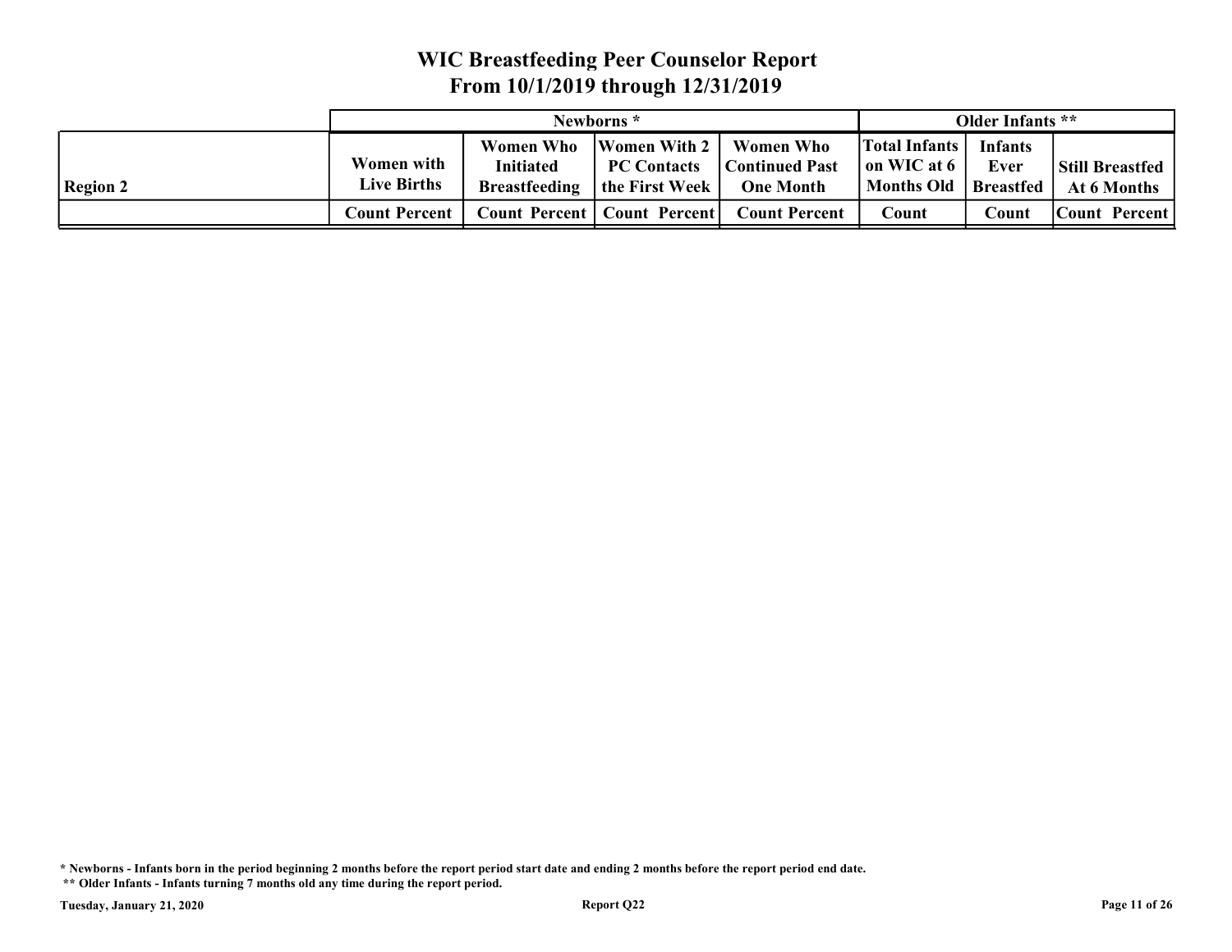# WIC Breastfeeding Peer Counselor Report
## From 10/1/2019 through 12/31/2019

| | Newborns * | | | | | | | | Older Infants ** | | | |
|---|---|---|---|---|---|---|---|---|---|---|---|---|
| Region 2 | Women with Live Births | | Women Who Initiated Breastfeeding | | Women With 2 PC Contacts the First Week | | Women Who Continued Past One Month | | Total Infants on WIC at 6 Months Old | Infants Ever Breastfed | Still Breastfed At 6 Months | |
| | Count | Percent | Count | Percent | Count | Percent | Count | Percent | Count | Count | Count | Percent |

\* Newborns - Infants born in the period beginning 2 months before the report period start date and ending 2 months before the report period end date.

\*\* Older Infants - Infants turning 7 months old any time during the report period.

Tuesday, January 21, 2020

Report Q22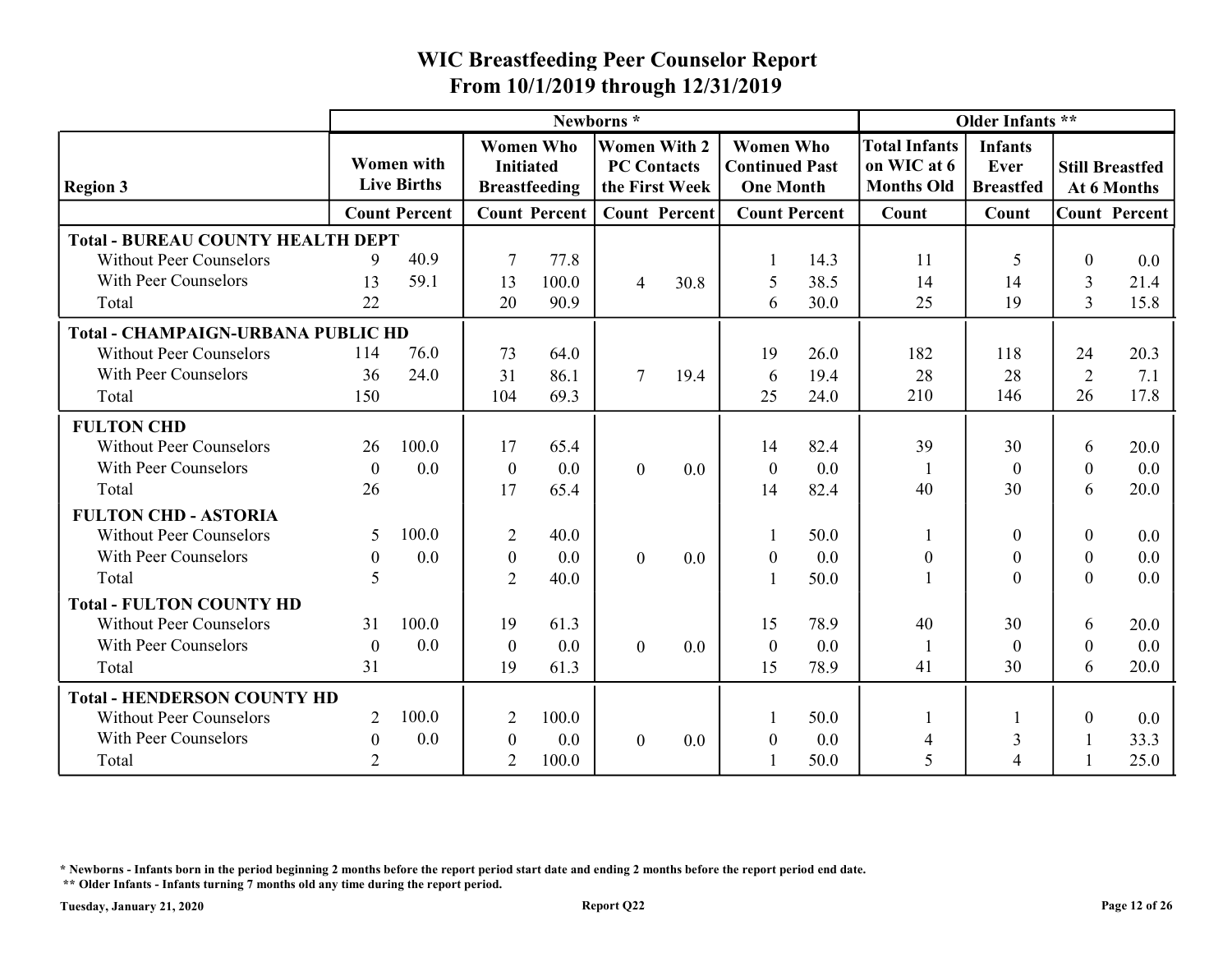# WIC Breastfeeding Peer Counselor Report
## From 10/1/2019 through 12/31/2019

| Region 3 | Newborns * | | | | | | | | Older Infants ** | | | |
|---|---|---|---|---|---|---|---|---|---|---|---|---|
| | Women with Live Births | | Women Who Initiated Breastfeeding | | Women With 2 PC Contacts the First Week | | Women Who Continued Past One Month | | Total Infants on WIC at 6 Months Old | Infants Ever Breastfed | Still Breastfed At 6 Months | |
| | Count | Percent | Count | Percent | Count | Percent | Count | Percent | Count | Count | Count | Percent |
| **Total - BUREAU COUNTY HEALTH DEPT** | | | | | | | | | | | | |
| Without Peer Counselors | 9 | 40.9 | 7 | 77.8 | | | 1 | 14.3 | 11 | 5 | 0 | 0.0 |
| With Peer Counselors | 13 | 59.1 | 13 | 100.0 | 4 | 30.8 | 5 | 38.5 | 14 | 14 | 3 | 21.4 |
| Total | 22 | | 20 | 90.9 | | | 6 | 30.0 | 25 | 19 | 3 | 15.8 |
| **Total - CHAMPAIGN-URBANA PUBLIC HD** | | | | | | | | | | | | |
| Without Peer Counselors | 114 | 76.0 | 73 | 64.0 | | | 19 | 26.0 | 182 | 118 | 24 | 20.3 |
| With Peer Counselors | 36 | 24.0 | 31 | 86.1 | 7 | 19.4 | 6 | 19.4 | 28 | 28 | 2 | 7.1 |
| Total | 150 | | 104 | 69.3 | | | 25 | 24.0 | 210 | 146 | 26 | 17.8 |
| **FULTON CHD** | | | | | | | | | | | | |
| Without Peer Counselors | 26 | 100.0 | 17 | 65.4 | | | 14 | 82.4 | 39 | 30 | 6 | 20.0 |
| With Peer Counselors | 0 | 0.0 | 0 | 0.0 | 0 | 0.0 | 0 | 0.0 | 1 | 0 | 0 | 0.0 |
| Total | 26 | | 17 | 65.4 | | | 14 | 82.4 | 40 | 30 | 6 | 20.0 |
| **FULTON CHD - ASTORIA** | | | | | | | | | | | | |
| Without Peer Counselors | 5 | 100.0 | 2 | 40.0 | | | 1 | 50.0 | 1 | 0 | 0 | 0.0 |
| With Peer Counselors | 0 | 0.0 | 0 | 0.0 | 0 | 0.0 | 0 | 0.0 | 0 | 0 | 0 | 0.0 |
| Total | 5 | | 2 | 40.0 | | | 1 | 50.0 | 1 | 0 | 0 | 0.0 |
| **Total - FULTON COUNTY HD** | | | | | | | | | | | | |
| Without Peer Counselors | 31 | 100.0 | 19 | 61.3 | | | 15 | 78.9 | 40 | 30 | 6 | 20.0 |
| With Peer Counselors | 0 | 0.0 | 0 | 0.0 | 0 | 0.0 | 0 | 0.0 | 1 | 0 | 0 | 0.0 |
| Total | 31 | | 19 | 61.3 | | | 15 | 78.9 | 41 | 30 | 6 | 20.0 |
| **Total - HENDERSON COUNTY HD** | | | | | | | | | | | | |
| Without Peer Counselors | 2 | 100.0 | 2 | 100.0 | | | 1 | 50.0 | 1 | 1 | 0 | 0.0 |
| With Peer Counselors | 0 | 0.0 | 0 | 0.0 | 0 | 0.0 | 0 | 0.0 | 4 | 3 | 1 | 33.3 |
| Total | 2 | | 2 | 100.0 | | | 1 | 50.0 | 5 | 4 | 1 | 25.0 |

\* Newborns - Infants born in the period beginning 2 months before the report period start date and ending 2 months before the report period end date.

\*\* Older Infants - Infants turning 7 months old any time during the report period.

Tuesday, January 21, 2020 — Report Q22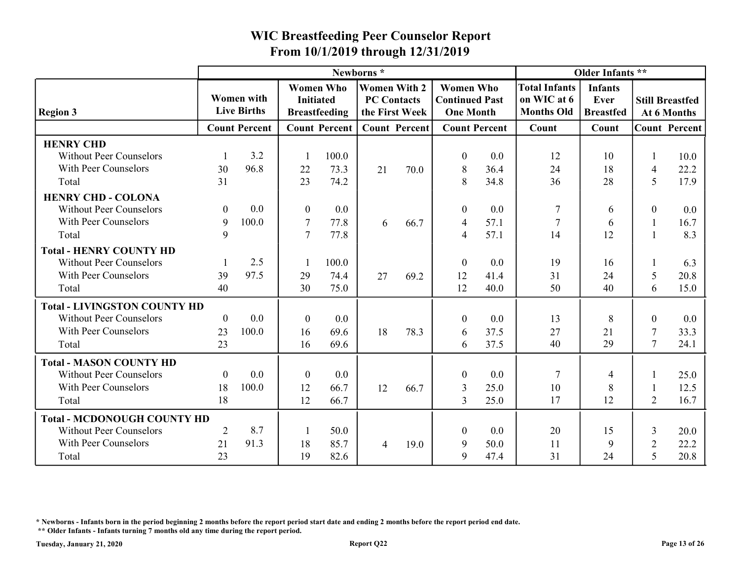# WIC Breastfeeding Peer Counselor Report
## From 10/1/2019 through 12/31/2019

| Region 3 | Newborns * | | | | | | | | Older Infants ** | | | |
|---|---|---|---|---|---|---|---|---|---|---|---|---|
| | Women with Live Births | | Women Who Initiated Breastfeeding | | Women With 2 PC Contacts the First Week | | Women Who Continued Past One Month | | Total Infants on WIC at 6 Months Old | Infants Ever Breastfed | Still Breastfed At 6 Months | |
| | Count | Percent | Count | Percent | Count | Percent | Count | Percent | Count | Count | Count | Percent |
| **HENRY CHD** | | | | | | | | | | | | |
| Without Peer Counselors | 1 | 3.2 | 1 | 100.0 | | | 0 | 0.0 | 12 | 10 | 1 | 10.0 |
| With Peer Counselors | 30 | 96.8 | 22 | 73.3 | 21 | 70.0 | 8 | 36.4 | 24 | 18 | 4 | 22.2 |
| Total | 31 | | 23 | 74.2 | | | 8 | 34.8 | 36 | 28 | 5 | 17.9 |
| **HENRY CHD - COLONA** | | | | | | | | | | | | |
| Without Peer Counselors | 0 | 0.0 | 0 | 0.0 | | | 0 | 0.0 | 7 | 6 | 0 | 0.0 |
| With Peer Counselors | 9 | 100.0 | 7 | 77.8 | 6 | 66.7 | 4 | 57.1 | 7 | 6 | 1 | 16.7 |
| Total | 9 | | 7 | 77.8 | | | 4 | 57.1 | 14 | 12 | 1 | 8.3 |
| **Total - HENRY COUNTY HD** | | | | | | | | | | | | |
| Without Peer Counselors | 1 | 2.5 | 1 | 100.0 | | | 0 | 0.0 | 19 | 16 | 1 | 6.3 |
| With Peer Counselors | 39 | 97.5 | 29 | 74.4 | 27 | 69.2 | 12 | 41.4 | 31 | 24 | 5 | 20.8 |
| Total | 40 | | 30 | 75.0 | | | 12 | 40.0 | 50 | 40 | 6 | 15.0 |
| **Total - LIVINGSTON COUNTY HD** | | | | | | | | | | | | |
| Without Peer Counselors | 0 | 0.0 | 0 | 0.0 | | | 0 | 0.0 | 13 | 8 | 0 | 0.0 |
| With Peer Counselors | 23 | 100.0 | 16 | 69.6 | 18 | 78.3 | 6 | 37.5 | 27 | 21 | 7 | 33.3 |
| Total | 23 | | 16 | 69.6 | | | 6 | 37.5 | 40 | 29 | 7 | 24.1 |
| **Total - MASON COUNTY HD** | | | | | | | | | | | | |
| Without Peer Counselors | 0 | 0.0 | 0 | 0.0 | | | 0 | 0.0 | 7 | 4 | 1 | 25.0 |
| With Peer Counselors | 18 | 100.0 | 12 | 66.7 | 12 | 66.7 | 3 | 25.0 | 10 | 8 | 1 | 12.5 |
| Total | 18 | | 12 | 66.7 | | | 3 | 25.0 | 17 | 12 | 2 | 16.7 |
| **Total - MCDONOUGH COUNTY HD** | | | | | | | | | | | | |
| Without Peer Counselors | 2 | 8.7 | 1 | 50.0 | | | 0 | 0.0 | 20 | 15 | 3 | 20.0 |
| With Peer Counselors | 21 | 91.3 | 18 | 85.7 | 4 | 19.0 | 9 | 50.0 | 11 | 9 | 2 | 22.2 |
| Total | 23 | | 19 | 82.6 | | | 9 | 47.4 | 31 | 24 | 5 | 20.8 |

**\* Newborns - Infants born in the period beginning 2 months before the report period start date and ending 2 months before the report period end date.**

**\*\* Older Infants - Infants turning 7 months old any time during the report period.**

**Tuesday, January 21, 2020** **Report Q22**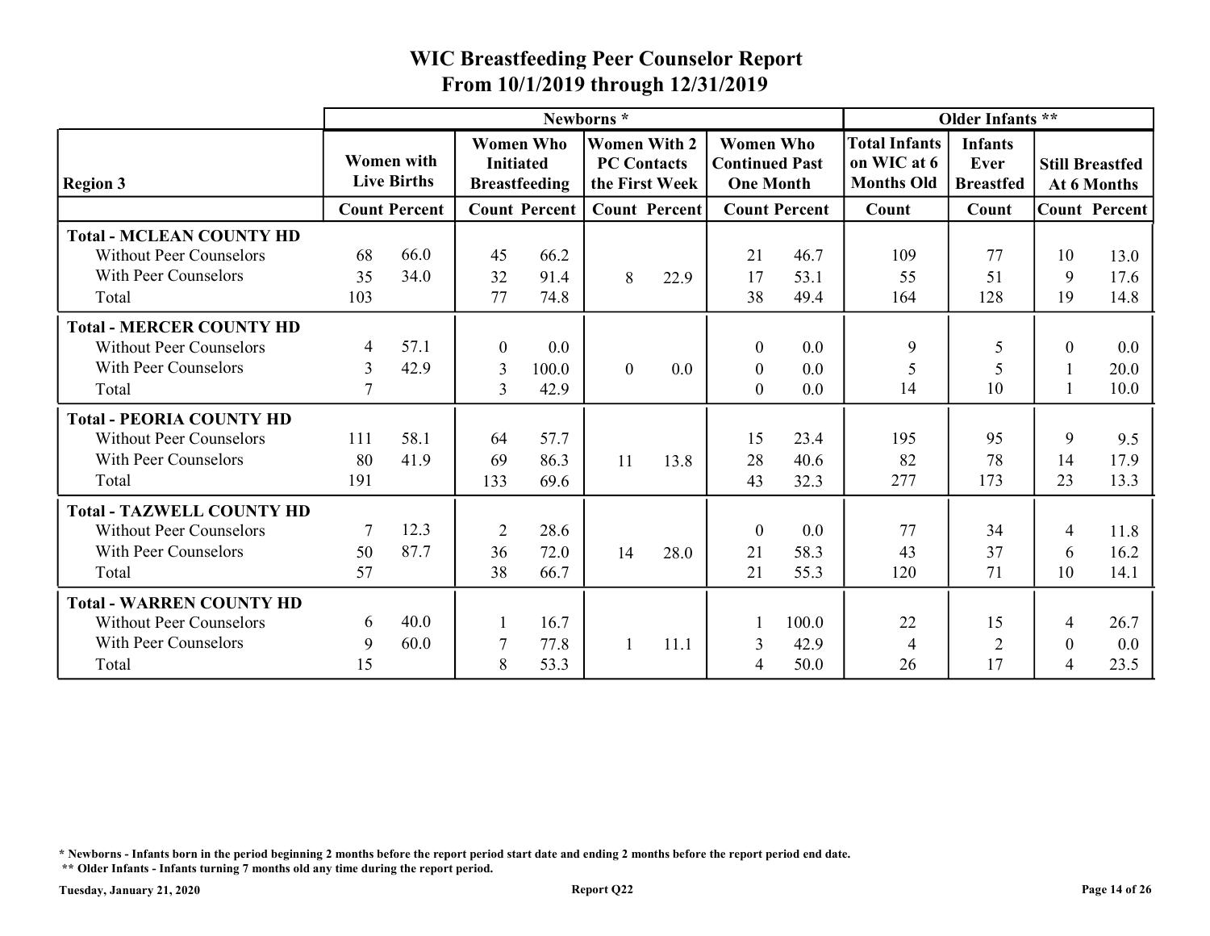# WIC Breastfeeding Peer Counselor Report
## From 10/1/2019 through 12/31/2019

| Region 3 | Newborns * | | | | | | | | Older Infants ** | | | |
|---|---|---|---|---|---|---|---|---|---|---|---|---|
| | Women with Live Births | | Women Who Initiated Breastfeeding | | Women With 2 PC Contacts the First Week | | Women Who Continued Past One Month | | Total Infants on WIC at 6 Months Old | Infants Ever Breastfed | Still Breastfed At 6 Months | |
| | Count | Percent | Count | Percent | Count | Percent | Count | Percent | Count | Count | Count | Percent |
| **Total - MCLEAN COUNTY HD** | | | | | | | | | | | | |
| Without Peer Counselors | 68 | 66.0 | 45 | 66.2 | | | 21 | 46.7 | 109 | 77 | 10 | 13.0 |
| With Peer Counselors | 35 | 34.0 | 32 | 91.4 | 8 | 22.9 | 17 | 53.1 | 55 | 51 | 9 | 17.6 |
| Total | 103 | | 77 | 74.8 | | | 38 | 49.4 | 164 | 128 | 19 | 14.8 |
| **Total - MERCER COUNTY HD** | | | | | | | | | | | | |
| Without Peer Counselors | 4 | 57.1 | 0 | 0.0 | | | 0 | 0.0 | 9 | 5 | 0 | 0.0 |
| With Peer Counselors | 3 | 42.9 | 3 | 100.0 | 0 | 0.0 | 0 | 0.0 | 5 | 5 | 1 | 20.0 |
| Total | 7 | | 3 | 42.9 | | | 0 | 0.0 | 14 | 10 | 1 | 10.0 |
| **Total - PEORIA COUNTY HD** | | | | | | | | | | | | |
| Without Peer Counselors | 111 | 58.1 | 64 | 57.7 | | | 15 | 23.4 | 195 | 95 | 9 | 9.5 |
| With Peer Counselors | 80 | 41.9 | 69 | 86.3 | 11 | 13.8 | 28 | 40.6 | 82 | 78 | 14 | 17.9 |
| Total | 191 | | 133 | 69.6 | | | 43 | 32.3 | 277 | 173 | 23 | 13.3 |
| **Total - TAZWELL COUNTY HD** | | | | | | | | | | | | |
| Without Peer Counselors | 7 | 12.3 | 2 | 28.6 | | | 0 | 0.0 | 77 | 34 | 4 | 11.8 |
| With Peer Counselors | 50 | 87.7 | 36 | 72.0 | 14 | 28.0 | 21 | 58.3 | 43 | 37 | 6 | 16.2 |
| Total | 57 | | 38 | 66.7 | | | 21 | 55.3 | 120 | 71 | 10 | 14.1 |
| **Total - WARREN COUNTY HD** | | | | | | | | | | | | |
| Without Peer Counselors | 6 | 40.0 | 1 | 16.7 | | | 1 | 100.0 | 22 | 15 | 4 | 26.7 |
| With Peer Counselors | 9 | 60.0 | 7 | 77.8 | 1 | 11.1 | 3 | 42.9 | 4 | 2 | 0 | 0.0 |
| Total | 15 | | 8 | 53.3 | | | 4 | 50.0 | 26 | 17 | 4 | 23.5 |

**\* Newborns - Infants born in the period beginning 2 months before the report period start date and ending 2 months before the report period end date.**

**\*\* Older Infants - Infants turning 7 months old any time during the report period.**

**Tuesday, January 21, 2020** | **Report Q22**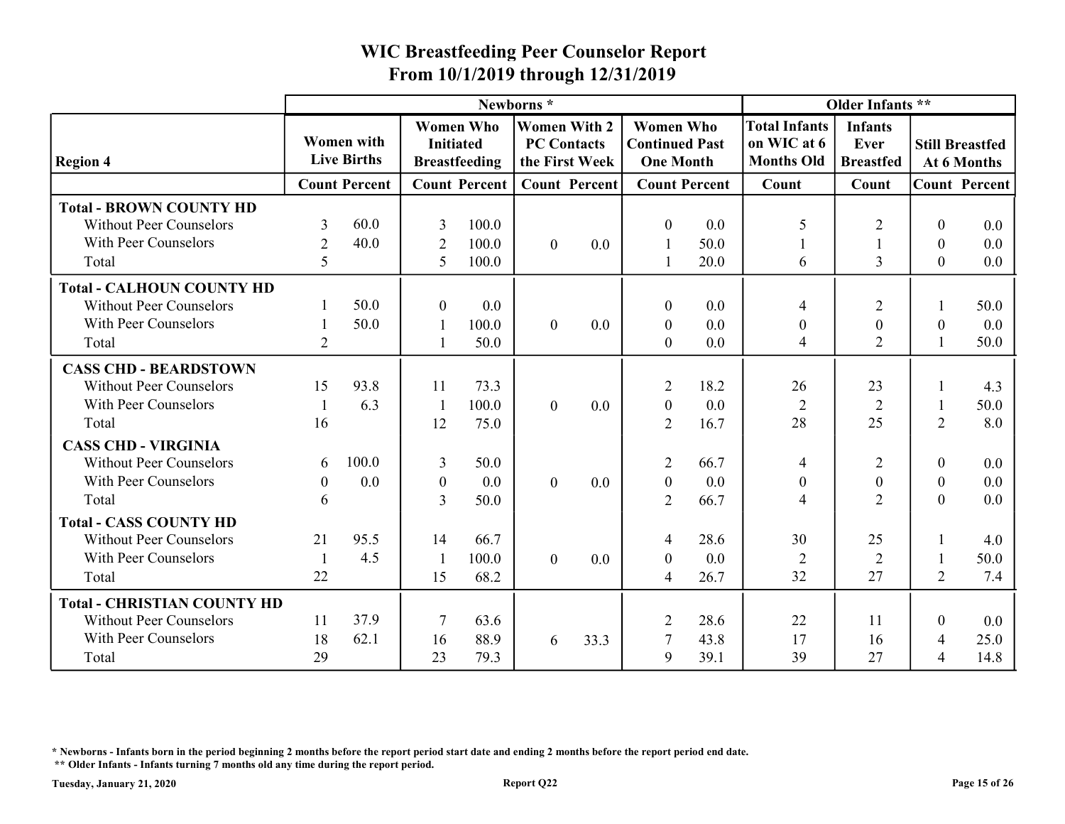# WIC Breastfeeding Peer Counselor Report
## From 10/1/2019 through 12/31/2019

| Region 4 | Newborns * | | | | | | | | Older Infants ** | | | |
|---|---|---|---|---|---|---|---|---|---|---|---|---|
| | Women with Live Births | | Women Who Initiated Breastfeeding | | Women With 2 PC Contacts the First Week | | Women Who Continued Past One Month | | Total Infants on WIC at 6 Months Old | Infants Ever Breastfed | Still Breastfed At 6 Months | |
| | Count | Percent | Count | Percent | Count | Percent | Count | Percent | Count | Count | Count | Percent |
| **Total - BROWN COUNTY HD** | | | | | | | | | | | | |
| Without Peer Counselors | 3 | 60.0 | 3 | 100.0 | | | 0 | 0.0 | 5 | 2 | 0 | 0.0 |
| With Peer Counselors | 2 | 40.0 | 2 | 100.0 | 0 | 0.0 | 1 | 50.0 | 1 | 1 | 0 | 0.0 |
| Total | 5 | | 5 | 100.0 | | | 1 | 20.0 | 6 | 3 | 0 | 0.0 |
| **Total - CALHOUN COUNTY HD** | | | | | | | | | | | | |
| Without Peer Counselors | 1 | 50.0 | 0 | 0.0 | | | 0 | 0.0 | 4 | 2 | 1 | 50.0 |
| With Peer Counselors | 1 | 50.0 | 1 | 100.0 | 0 | 0.0 | 0 | 0.0 | 0 | 0 | 0 | 0.0 |
| Total | 2 | | 1 | 50.0 | | | 0 | 0.0 | 4 | 2 | 1 | 50.0 |
| **CASS CHD - BEARDSTOWN** | | | | | | | | | | | | |
| Without Peer Counselors | 15 | 93.8 | 11 | 73.3 | | | 2 | 18.2 | 26 | 23 | 1 | 4.3 |
| With Peer Counselors | 1 | 6.3 | 1 | 100.0 | 0 | 0.0 | 0 | 0.0 | 2 | 2 | 1 | 50.0 |
| Total | 16 | | 12 | 75.0 | | | 2 | 16.7 | 28 | 25 | 2 | 8.0 |
| **CASS CHD - VIRGINIA** | | | | | | | | | | | | |
| Without Peer Counselors | 6 | 100.0 | 3 | 50.0 | | | 2 | 66.7 | 4 | 2 | 0 | 0.0 |
| With Peer Counselors | 0 | 0.0 | 0 | 0.0 | 0 | 0.0 | 0 | 0.0 | 0 | 0 | 0 | 0.0 |
| Total | 6 | | 3 | 50.0 | | | 2 | 66.7 | 4 | 2 | 0 | 0.0 |
| **Total - CASS COUNTY HD** | | | | | | | | | | | | |
| Without Peer Counselors | 21 | 95.5 | 14 | 66.7 | | | 4 | 28.6 | 30 | 25 | 1 | 4.0 |
| With Peer Counselors | 1 | 4.5 | 1 | 100.0 | 0 | 0.0 | 0 | 0.0 | 2 | 2 | 1 | 50.0 |
| Total | 22 | | 15 | 68.2 | | | 4 | 26.7 | 32 | 27 | 2 | 7.4 |
| **Total - CHRISTIAN COUNTY HD** | | | | | | | | | | | | |
| Without Peer Counselors | 11 | 37.9 | 7 | 63.6 | | | 2 | 28.6 | 22 | 11 | 0 | 0.0 |
| With Peer Counselors | 18 | 62.1 | 16 | 88.9 | 6 | 33.3 | 7 | 43.8 | 17 | 16 | 4 | 25.0 |
| Total | 29 | | 23 | 79.3 | | | 9 | 39.1 | 39 | 27 | 4 | 14.8 |

\* Newborns - Infants born in the period beginning 2 months before the report period start date and ending 2 months before the report period end date.

\** Older Infants - Infants turning 7 months old any time during the report period.

Tuesday, January 21, 2020

Report Q22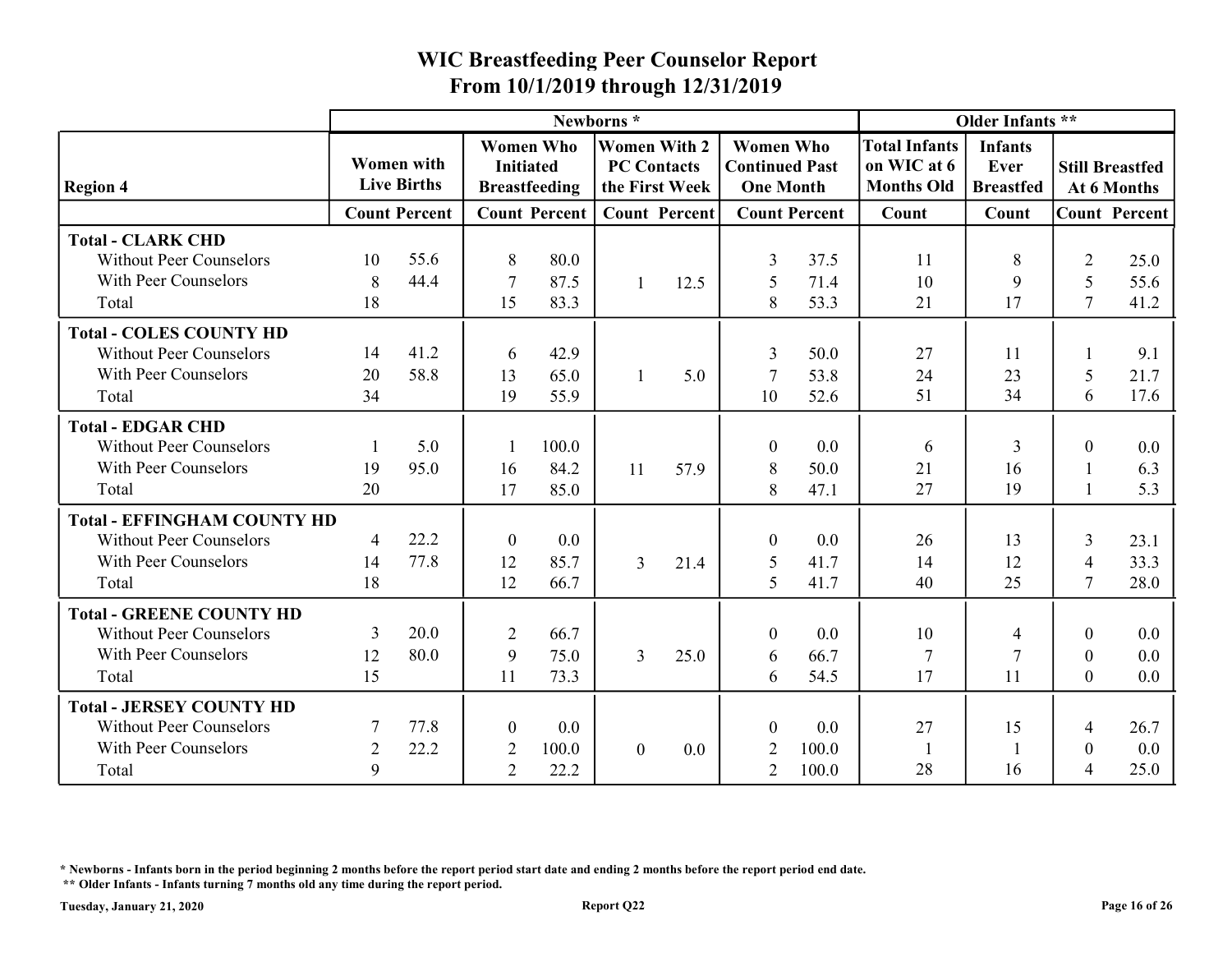# WIC Breastfeeding Peer Counselor Report

## From 10/1/2019 through 12/31/2019

| Region 4 | Newborns * | | | | | | | | Older Infants ** | | | |
|---|---|---|---|---|---|---|---|---|---|---|---|---|
| | Women with Live Births | | Women Who Initiated Breastfeeding | | Women With 2 PC Contacts the First Week | | Women Who Continued Past One Month | | Total Infants on WIC at 6 Months Old | Infants Ever Breastfed | Still Breastfed At 6 Months | |
| | Count | Percent | Count | Percent | Count | Percent | Count | Percent | Count | Count | Count | Percent |
| **Total - CLARK CHD** | | | | | | | | | | | | |
| Without Peer Counselors | 10 | 55.6 | 8 | 80.0 | | | 3 | 37.5 | 11 | 8 | 2 | 25.0 |
| With Peer Counselors | 8 | 44.4 | 7 | 87.5 | 1 | 12.5 | 5 | 71.4 | 10 | 9 | 5 | 55.6 |
| Total | 18 | | 15 | 83.3 | | | 8 | 53.3 | 21 | 17 | 7 | 41.2 |
| **Total - COLES COUNTY HD** | | | | | | | | | | | | |
| Without Peer Counselors | 14 | 41.2 | 6 | 42.9 | | | 3 | 50.0 | 27 | 11 | 1 | 9.1 |
| With Peer Counselors | 20 | 58.8 | 13 | 65.0 | 1 | 5.0 | 7 | 53.8 | 24 | 23 | 5 | 21.7 |
| Total | 34 | | 19 | 55.9 | | | 10 | 52.6 | 51 | 34 | 6 | 17.6 |
| **Total - EDGAR CHD** | | | | | | | | | | | | |
| Without Peer Counselors | 1 | 5.0 | 1 | 100.0 | | | 0 | 0.0 | 6 | 3 | 0 | 0.0 |
| With Peer Counselors | 19 | 95.0 | 16 | 84.2 | 11 | 57.9 | 8 | 50.0 | 21 | 16 | 1 | 6.3 |
| Total | 20 | | 17 | 85.0 | | | 8 | 47.1 | 27 | 19 | 1 | 5.3 |
| **Total - EFFINGHAM COUNTY HD** | | | | | | | | | | | | |
| Without Peer Counselors | 4 | 22.2 | 0 | 0.0 | | | 0 | 0.0 | 26 | 13 | 3 | 23.1 |
| With Peer Counselors | 14 | 77.8 | 12 | 85.7 | 3 | 21.4 | 5 | 41.7 | 14 | 12 | 4 | 33.3 |
| Total | 18 | | 12 | 66.7 | | | 5 | 41.7 | 40 | 25 | 7 | 28.0 |
| **Total - GREENE COUNTY HD** | | | | | | | | | | | | |
| Without Peer Counselors | 3 | 20.0 | 2 | 66.7 | | | 0 | 0.0 | 10 | 4 | 0 | 0.0 |
| With Peer Counselors | 12 | 80.0 | 9 | 75.0 | 3 | 25.0 | 6 | 66.7 | 7 | 7 | 0 | 0.0 |
| Total | 15 | | 11 | 73.3 | | | 6 | 54.5 | 17 | 11 | 0 | 0.0 |
| **Total - JERSEY COUNTY HD** | | | | | | | | | | | | |
| Without Peer Counselors | 7 | 77.8 | 0 | 0.0 | | | 0 | 0.0 | 27 | 15 | 4 | 26.7 |
| With Peer Counselors | 2 | 22.2 | 2 | 100.0 | 0 | 0.0 | 2 | 100.0 | 1 | 1 | 0 | 0.0 |
| Total | 9 | | 2 | 22.2 | | | 2 | 100.0 | 28 | 16 | 4 | 25.0 |

**\* Newborns - Infants born in the period beginning 2 months before the report period start date and ending 2 months before the report period end date.**

**\*\* Older Infants - Infants turning 7 months old any time during the report period.**

**Tuesday, January 21, 2020** **Report Q22**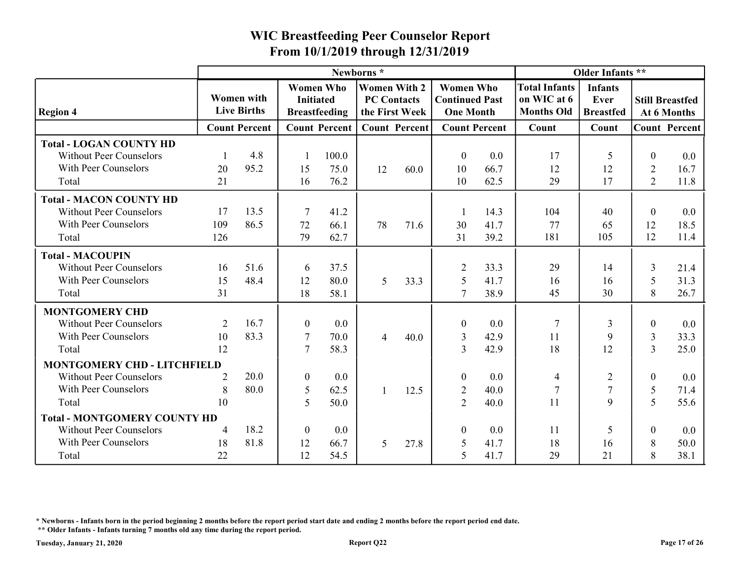# WIC Breastfeeding Peer Counselor Report
## From 10/1/2019 through 12/31/2019

| | Newborns * | | | | | | | | Older Infants ** | | | |
|---|---|---|---|---|---|---|---|---|---|---|---|---|
| Region 4 | Women with Live Births | | Women Who Initiated Breastfeeding | | Women With 2 PC Contacts the First Week | | Women Who Continued Past One Month | | Total Infants on WIC at 6 Months Old | Infants Ever Breastfed | Still Breastfed At 6 Months | |
| | Count | Percent | Count | Percent | Count | Percent | Count | Percent | Count | Count | Count | Percent |
| **Total - LOGAN COUNTY HD** | | | | | | | | | | | | |
| Without Peer Counselors | 1 | 4.8 | 1 | 100.0 | | | 0 | 0.0 | 17 | 5 | 0 | 0.0 |
| With Peer Counselors | 20 | 95.2 | 15 | 75.0 | 12 | 60.0 | 10 | 66.7 | 12 | 12 | 2 | 16.7 |
| Total | 21 | | 16 | 76.2 | | | 10 | 62.5 | 29 | 17 | 2 | 11.8 |
| **Total - MACON COUNTY HD** | | | | | | | | | | | | |
| Without Peer Counselors | 17 | 13.5 | 7 | 41.2 | | | 1 | 14.3 | 104 | 40 | 0 | 0.0 |
| With Peer Counselors | 109 | 86.5 | 72 | 66.1 | 78 | 71.6 | 30 | 41.7 | 77 | 65 | 12 | 18.5 |
| Total | 126 | | 79 | 62.7 | | | 31 | 39.2 | 181 | 105 | 12 | 11.4 |
| **Total - MACOUPIN** | | | | | | | | | | | | |
| Without Peer Counselors | 16 | 51.6 | 6 | 37.5 | | | 2 | 33.3 | 29 | 14 | 3 | 21.4 |
| With Peer Counselors | 15 | 48.4 | 12 | 80.0 | 5 | 33.3 | 5 | 41.7 | 16 | 16 | 5 | 31.3 |
| Total | 31 | | 18 | 58.1 | | | 7 | 38.9 | 45 | 30 | 8 | 26.7 |
| **MONTGOMERY CHD** | | | | | | | | | | | | |
| Without Peer Counselors | 2 | 16.7 | 0 | 0.0 | | | 0 | 0.0 | 7 | 3 | 0 | 0.0 |
| With Peer Counselors | 10 | 83.3 | 7 | 70.0 | 4 | 40.0 | 3 | 42.9 | 11 | 9 | 3 | 33.3 |
| Total | 12 | | 7 | 58.3 | | | 3 | 42.9 | 18 | 12 | 3 | 25.0 |
| **MONTGOMERY CHD - LITCHFIELD** | | | | | | | | | | | | |
| Without Peer Counselors | 2 | 20.0 | 0 | 0.0 | | | 0 | 0.0 | 4 | 2 | 0 | 0.0 |
| With Peer Counselors | 8 | 80.0 | 5 | 62.5 | 1 | 12.5 | 2 | 40.0 | 7 | 7 | 5 | 71.4 |
| Total | 10 | | 5 | 50.0 | | | 2 | 40.0 | 11 | 9 | 5 | 55.6 |
| **Total - MONTGOMERY COUNTY HD** | | | | | | | | | | | | |
| Without Peer Counselors | 4 | 18.2 | 0 | 0.0 | | | 0 | 0.0 | 11 | 5 | 0 | 0.0 |
| With Peer Counselors | 18 | 81.8 | 12 | 66.7 | 5 | 27.8 | 5 | 41.7 | 18 | 16 | 8 | 50.0 |
| Total | 22 | | 12 | 54.5 | | | 5 | 41.7 | 29 | 21 | 8 | 38.1 |

\* Newborns - Infants born in the period beginning 2 months before the report period start date and ending 2 months before the report period end date.

\*\* Older Infants - Infants turning 7 months old any time during the report period.

Tuesday, January 21, 2020 — Report Q22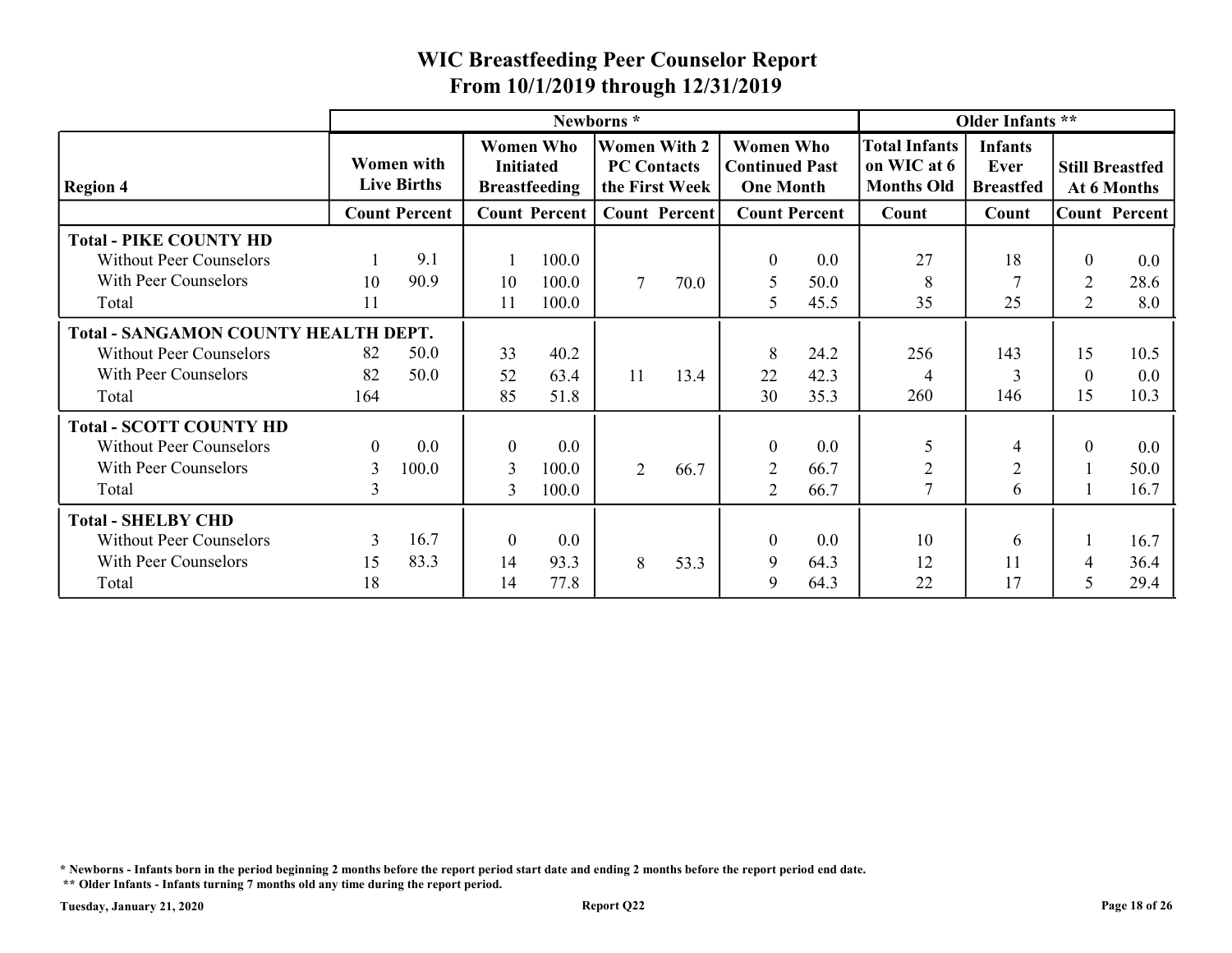# WIC Breastfeeding Peer Counselor Report
## From 10/1/2019 through 12/31/2019

| Region 4 | Newborns * | | | | | | | | Older Infants ** | | | |
|---|---|---|---|---|---|---|---|---|---|---|---|---|
| | Women with Live Births | | Women Who Initiated Breastfeeding | | Women With 2 PC Contacts the First Week | | Women Who Continued Past One Month | | Total Infants on WIC at 6 Months Old | Infants Ever Breastfed | Still Breastfed At 6 Months | |
| | Count | Percent | Count | Percent | Count | Percent | Count | Percent | Count | Count | Count | Percent |
| **Total - PIKE COUNTY HD** | | | | | | | | | | | | |
| Without Peer Counselors | 1 | 9.1 | 1 | 100.0 | | | 0 | 0.0 | 27 | 18 | 0 | 0.0 |
| With Peer Counselors | 10 | 90.9 | 10 | 100.0 | 7 | 70.0 | 5 | 50.0 | 8 | 7 | 2 | 28.6 |
| Total | 11 | | 11 | 100.0 | | | 5 | 45.5 | 35 | 25 | 2 | 8.0 |
| **Total - SANGAMON COUNTY HEALTH DEPT.** | | | | | | | | | | | | |
| Without Peer Counselors | 82 | 50.0 | 33 | 40.2 | | | 8 | 24.2 | 256 | 143 | 15 | 10.5 |
| With Peer Counselors | 82 | 50.0 | 52 | 63.4 | 11 | 13.4 | 22 | 42.3 | 4 | 3 | 0 | 0.0 |
| Total | 164 | | 85 | 51.8 | | | 30 | 35.3 | 260 | 146 | 15 | 10.3 |
| **Total - SCOTT COUNTY HD** | | | | | | | | | | | | |
| Without Peer Counselors | 0 | 0.0 | 0 | 0.0 | | | 0 | 0.0 | 5 | 4 | 0 | 0.0 |
| With Peer Counselors | 3 | 100.0 | 3 | 100.0 | 2 | 66.7 | 2 | 66.7 | 2 | 2 | 1 | 50.0 |
| Total | 3 | | 3 | 100.0 | | | 2 | 66.7 | 7 | 6 | 1 | 16.7 |
| **Total - SHELBY CHD** | | | | | | | | | | | | |
| Without Peer Counselors | 3 | 16.7 | 0 | 0.0 | | | 0 | 0.0 | 10 | 6 | 1 | 16.7 |
| With Peer Counselors | 15 | 83.3 | 14 | 93.3 | 8 | 53.3 | 9 | 64.3 | 12 | 11 | 4 | 36.4 |
| Total | 18 | | 14 | 77.8 | | | 9 | 64.3 | 22 | 17 | 5 | 29.4 |

\* Newborns - Infants born in the period beginning 2 months before the report period start date and ending 2 months before the report period end date.

\*\* Older Infants - Infants turning 7 months old any time during the report period.

Tuesday, January 21, 2020 — Report Q22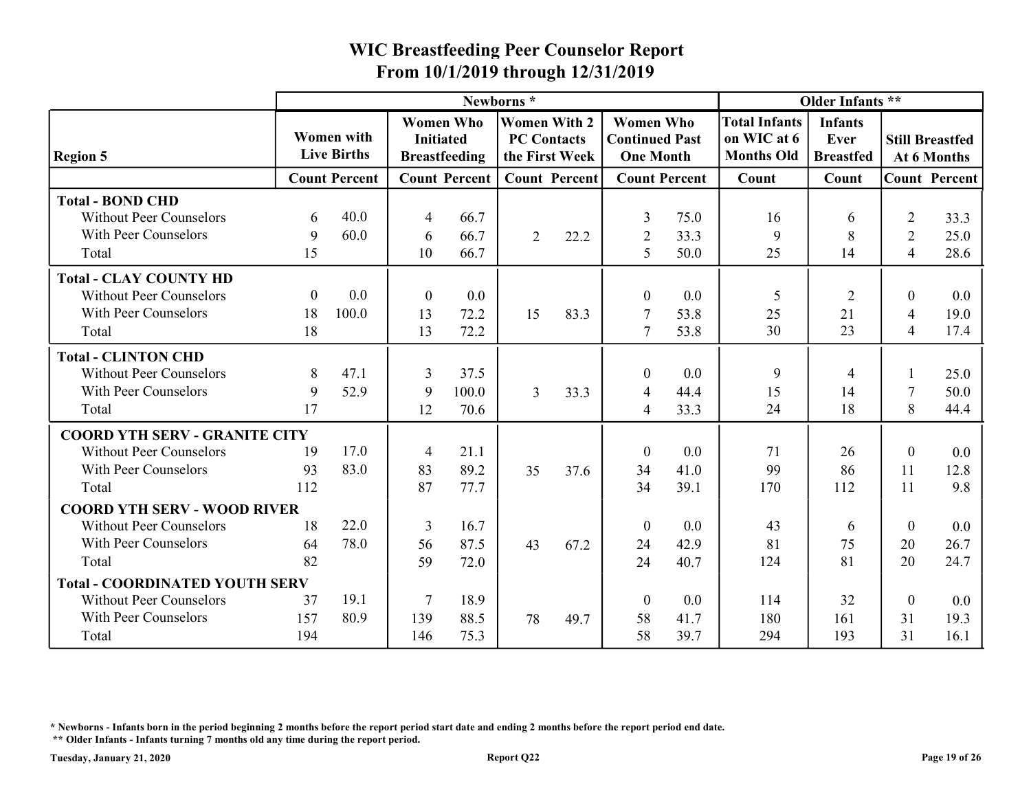# WIC Breastfeeding Peer Counselor Report

## From 10/1/2019 through 12/31/2019

| Region 5 | Newborns * | | | | | | | | Older Infants ** | | | |
|---|---|---|---|---|---|---|---|---|---|---|---|---|
| | Women with Live Births | | Women Who Initiated Breastfeeding | | Women With 2 PC Contacts the First Week | | Women Who Continued Past One Month | | Total Infants on WIC at 6 Months Old | Infants Ever Breastfed | Still Breastfed At 6 Months | |
| | Count | Percent | Count | Percent | Count | Percent | Count | Percent | Count | Count | Count | Percent |
| **Total - BOND CHD** | | | | | | | | | | | | |
| Without Peer Counselors | 6 | 40.0 | 4 | 66.7 | | | 3 | 75.0 | 16 | 6 | 2 | 33.3 |
| With Peer Counselors | 9 | 60.0 | 6 | 66.7 | 2 | 22.2 | 2 | 33.3 | 9 | 8 | 2 | 25.0 |
| Total | 15 | | 10 | 66.7 | | | 5 | 50.0 | 25 | 14 | 4 | 28.6 |
| **Total - CLAY COUNTY HD** | | | | | | | | | | | | |
| Without Peer Counselors | 0 | 0.0 | 0 | 0.0 | | | 0 | 0.0 | 5 | 2 | 0 | 0.0 |
| With Peer Counselors | 18 | 100.0 | 13 | 72.2 | 15 | 83.3 | 7 | 53.8 | 25 | 21 | 4 | 19.0 |
| Total | 18 | | 13 | 72.2 | | | 7 | 53.8 | 30 | 23 | 4 | 17.4 |
| **Total - CLINTON CHD** | | | | | | | | | | | | |
| Without Peer Counselors | 8 | 47.1 | 3 | 37.5 | | | 0 | 0.0 | 9 | 4 | 1 | 25.0 |
| With Peer Counselors | 9 | 52.9 | 9 | 100.0 | 3 | 33.3 | 4 | 44.4 | 15 | 14 | 7 | 50.0 |
| Total | 17 | | 12 | 70.6 | | | 4 | 33.3 | 24 | 18 | 8 | 44.4 |
| **COORD YTH SERV - GRANITE CITY** | | | | | | | | | | | | |
| Without Peer Counselors | 19 | 17.0 | 4 | 21.1 | | | 0 | 0.0 | 71 | 26 | 0 | 0.0 |
| With Peer Counselors | 93 | 83.0 | 83 | 89.2 | 35 | 37.6 | 34 | 41.0 | 99 | 86 | 11 | 12.8 |
| Total | 112 | | 87 | 77.7 | | | 34 | 39.1 | 170 | 112 | 11 | 9.8 |
| **COORD YTH SERV - WOOD RIVER** | | | | | | | | | | | | |
| Without Peer Counselors | 18 | 22.0 | 3 | 16.7 | | | 0 | 0.0 | 43 | 6 | 0 | 0.0 |
| With Peer Counselors | 64 | 78.0 | 56 | 87.5 | 43 | 67.2 | 24 | 42.9 | 81 | 75 | 20 | 26.7 |
| Total | 82 | | 59 | 72.0 | | | 24 | 40.7 | 124 | 81 | 20 | 24.7 |
| **Total - COORDINATED YOUTH SERV** | | | | | | | | | | | | |
| Without Peer Counselors | 37 | 19.1 | 7 | 18.9 | | | 0 | 0.0 | 114 | 32 | 0 | 0.0 |
| With Peer Counselors | 157 | 80.9 | 139 | 88.5 | 78 | 49.7 | 58 | 41.7 | 180 | 161 | 31 | 19.3 |
| Total | 194 | | 146 | 75.3 | | | 58 | 39.7 | 294 | 193 | 31 | 16.1 |

**\* Newborns - Infants born in the period beginning 2 months before the report period start date and ending 2 months before the report period end date.**

**\*\* Older Infants - Infants turning 7 months old any time during the report period.**

**Tuesday, January 21, 2020** **Report Q22**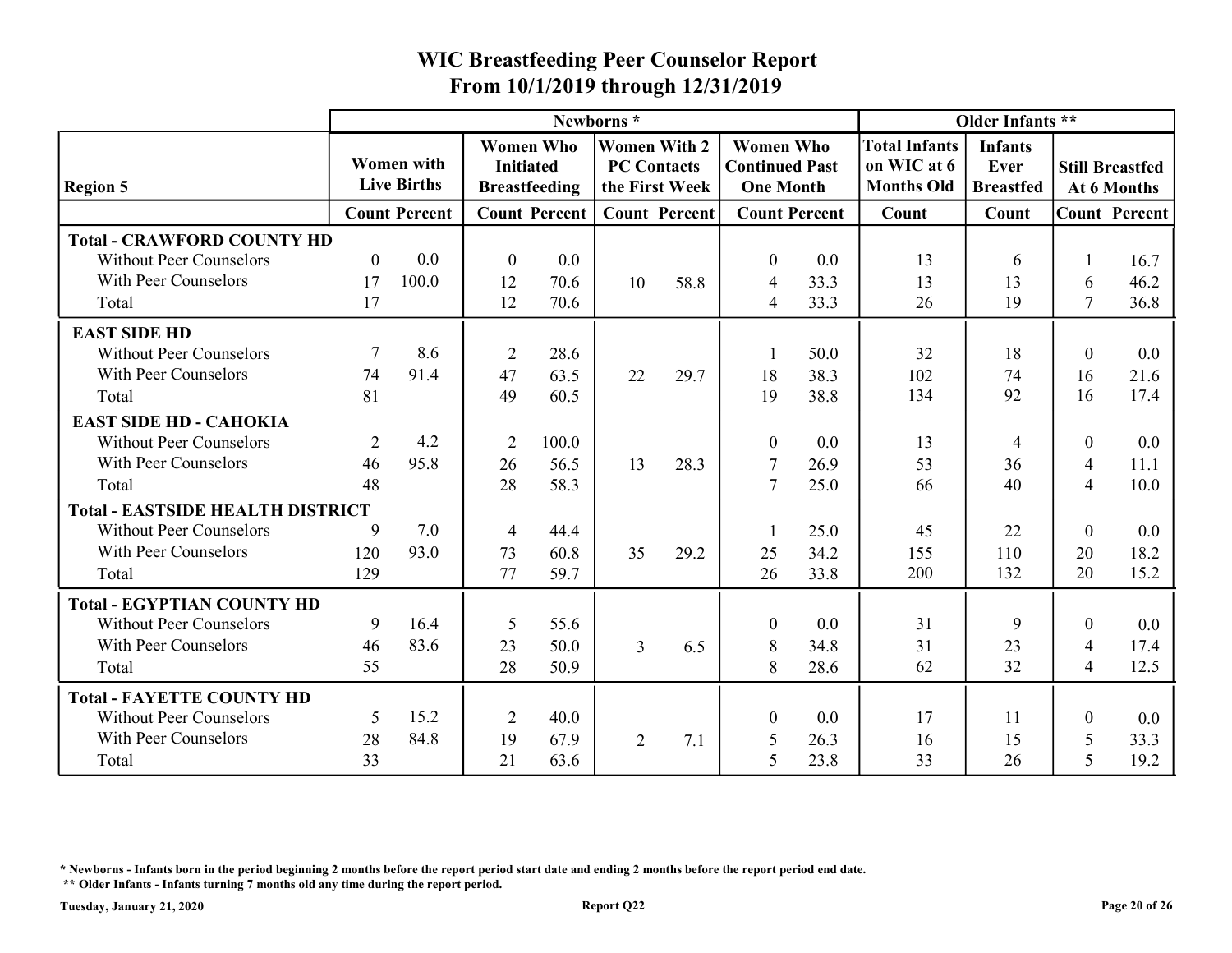# WIC Breastfeeding Peer Counselor Report

## From 10/1/2019 through 12/31/2019

| Region 5 | Newborns * | | | | | | | | Older Infants ** | | | |
|---|---|---|---|---|---|---|---|---|---|---|---|---|
| | Women with Live Births | | Women Who Initiated Breastfeeding | | Women With 2 PC Contacts the First Week | | Women Who Continued Past One Month | | Total Infants on WIC at 6 Months Old | Infants Ever Breastfed | Still Breastfed At 6 Months | |
| | Count | Percent | Count | Percent | Count | Percent | Count | Percent | Count | Count | Count | Percent |
| **Total - CRAWFORD COUNTY HD** | | | | | | | | | | | | |
| Without Peer Counselors | 0 | 0.0 | 0 | 0.0 | | | 0 | 0.0 | 13 | 6 | 1 | 16.7 |
| With Peer Counselors | 17 | 100.0 | 12 | 70.6 | 10 | 58.8 | 4 | 33.3 | 13 | 13 | 6 | 46.2 |
| Total | 17 | | 12 | 70.6 | | | 4 | 33.3 | 26 | 19 | 7 | 36.8 |
| **EAST SIDE HD** | | | | | | | | | | | | |
| Without Peer Counselors | 7 | 8.6 | 2 | 28.6 | | | 1 | 50.0 | 32 | 18 | 0 | 0.0 |
| With Peer Counselors | 74 | 91.4 | 47 | 63.5 | 22 | 29.7 | 18 | 38.3 | 102 | 74 | 16 | 21.6 |
| Total | 81 | | 49 | 60.5 | | | 19 | 38.8 | 134 | 92 | 16 | 17.4 |
| **EAST SIDE HD - CAHOKIA** | | | | | | | | | | | | |
| Without Peer Counselors | 2 | 4.2 | 2 | 100.0 | | | 0 | 0.0 | 13 | 4 | 0 | 0.0 |
| With Peer Counselors | 46 | 95.8 | 26 | 56.5 | 13 | 28.3 | 7 | 26.9 | 53 | 36 | 4 | 11.1 |
| Total | 48 | | 28 | 58.3 | | | 7 | 25.0 | 66 | 40 | 4 | 10.0 |
| **Total - EASTSIDE HEALTH DISTRICT** | | | | | | | | | | | | |
| Without Peer Counselors | 9 | 7.0 | 4 | 44.4 | | | 1 | 25.0 | 45 | 22 | 0 | 0.0 |
| With Peer Counselors | 120 | 93.0 | 73 | 60.8 | 35 | 29.2 | 25 | 34.2 | 155 | 110 | 20 | 18.2 |
| Total | 129 | | 77 | 59.7 | | | 26 | 33.8 | 200 | 132 | 20 | 15.2 |
| **Total - EGYPTIAN COUNTY HD** | | | | | | | | | | | | |
| Without Peer Counselors | 9 | 16.4 | 5 | 55.6 | | | 0 | 0.0 | 31 | 9 | 0 | 0.0 |
| With Peer Counselors | 46 | 83.6 | 23 | 50.0 | 3 | 6.5 | 8 | 34.8 | 31 | 23 | 4 | 17.4 |
| Total | 55 | | 28 | 50.9 | | | 8 | 28.6 | 62 | 32 | 4 | 12.5 |
| **Total - FAYETTE COUNTY HD** | | | | | | | | | | | | |
| Without Peer Counselors | 5 | 15.2 | 2 | 40.0 | | | 0 | 0.0 | 17 | 11 | 0 | 0.0 |
| With Peer Counselors | 28 | 84.8 | 19 | 67.9 | 2 | 7.1 | 5 | 26.3 | 16 | 15 | 5 | 33.3 |
| Total | 33 | | 21 | 63.6 | | | 5 | 23.8 | 33 | 26 | 5 | 19.2 |

\* Newborns - Infants born in the period beginning 2 months before the report period start date and ending 2 months before the report period end date.

\*\* Older Infants - Infants turning 7 months old any time during the report period.

Tuesday, January 21, 2020

Report Q22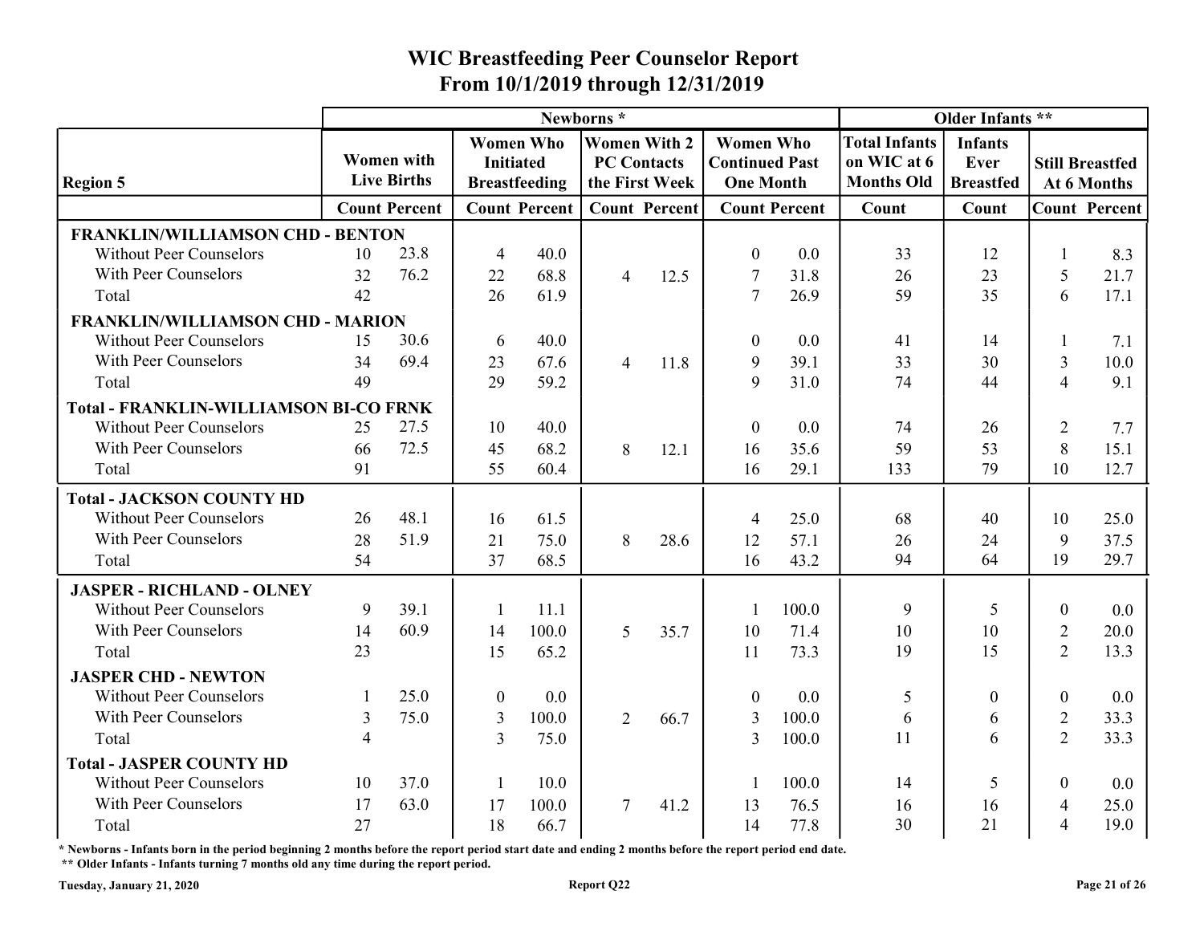# WIC Breastfeeding Peer Counselor Report

## From 10/1/2019 through 12/31/2019

| Region 5 | Newborns * | | | | | | | | Older Infants ** | | | |
|---|---|---|---|---|---|---|---|---|---|---|---|---|
| | Women with Live Births | | Women Who Initiated Breastfeeding | | Women With 2 PC Contacts the First Week | | Women Who Continued Past One Month | | Total Infants on WIC at 6 Months Old | Infants Ever Breastfed | Still Breastfed At 6 Months | |
| | Count | Percent | Count | Percent | Count | Percent | Count | Percent | Count | Count | Count | Percent |
| **FRANKLIN/WILLIAMSON CHD - BENTON** | | | | | | | | | | | | |
| Without Peer Counselors | 10 | 23.8 | 4 | 40.0 | | | 0 | 0.0 | 33 | 12 | 1 | 8.3 |
| With Peer Counselors | 32 | 76.2 | 22 | 68.8 | 4 | 12.5 | 7 | 31.8 | 26 | 23 | 5 | 21.7 |
| Total | 42 | | 26 | 61.9 | | | 7 | 26.9 | 59 | 35 | 6 | 17.1 |
| **FRANKLIN/WILLIAMSON CHD - MARION** | | | | | | | | | | | | |
| Without Peer Counselors | 15 | 30.6 | 6 | 40.0 | | | 0 | 0.0 | 41 | 14 | 1 | 7.1 |
| With Peer Counselors | 34 | 69.4 | 23 | 67.6 | 4 | 11.8 | 9 | 39.1 | 33 | 30 | 3 | 10.0 |
| Total | 49 | | 29 | 59.2 | | | 9 | 31.0 | 74 | 44 | 4 | 9.1 |
| **Total - FRANKLIN-WILLIAMSON BI-CO FRNK** | | | | | | | | | | | | |
| Without Peer Counselors | 25 | 27.5 | 10 | 40.0 | | | 0 | 0.0 | 74 | 26 | 2 | 7.7 |
| With Peer Counselors | 66 | 72.5 | 45 | 68.2 | 8 | 12.1 | 16 | 35.6 | 59 | 53 | 8 | 15.1 |
| Total | 91 | | 55 | 60.4 | | | 16 | 29.1 | 133 | 79 | 10 | 12.7 |
| **Total - JACKSON COUNTY HD** | | | | | | | | | | | | |
| Without Peer Counselors | 26 | 48.1 | 16 | 61.5 | | | 4 | 25.0 | 68 | 40 | 10 | 25.0 |
| With Peer Counselors | 28 | 51.9 | 21 | 75.0 | 8 | 28.6 | 12 | 57.1 | 26 | 24 | 9 | 37.5 |
| Total | 54 | | 37 | 68.5 | | | 16 | 43.2 | 94 | 64 | 19 | 29.7 |
| **JASPER - RICHLAND - OLNEY** | | | | | | | | | | | | |
| Without Peer Counselors | 9 | 39.1 | 1 | 11.1 | | | 1 | 100.0 | 9 | 5 | 0 | 0.0 |
| With Peer Counselors | 14 | 60.9 | 14 | 100.0 | 5 | 35.7 | 10 | 71.4 | 10 | 10 | 2 | 20.0 |
| Total | 23 | | 15 | 65.2 | | | 11 | 73.3 | 19 | 15 | 2 | 13.3 |
| **JASPER CHD - NEWTON** | | | | | | | | | | | | |
| Without Peer Counselors | 1 | 25.0 | 0 | 0.0 | | | 0 | 0.0 | 5 | 0 | 0 | 0.0 |
| With Peer Counselors | 3 | 75.0 | 3 | 100.0 | 2 | 66.7 | 3 | 100.0 | 6 | 6 | 2 | 33.3 |
| Total | 4 | | 3 | 75.0 | | | 3 | 100.0 | 11 | 6 | 2 | 33.3 |
| **Total - JASPER COUNTY HD** | | | | | | | | | | | | |
| Without Peer Counselors | 10 | 37.0 | 1 | 10.0 | | | 1 | 100.0 | 14 | 5 | 0 | 0.0 |
| With Peer Counselors | 17 | 63.0 | 17 | 100.0 | 7 | 41.2 | 13 | 76.5 | 16 | 16 | 4 | 25.0 |
| Total | 27 | | 18 | 66.7 | | | 14 | 77.8 | 30 | 21 | 4 | 19.0 |

**\* Newborns - Infants born in the period beginning 2 months before the report period start date and ending 2 months before the report period end date.**

**\*\* Older Infants - Infants turning 7 months old any time during the report period.**

Tuesday, January 21, 2020 — Report Q22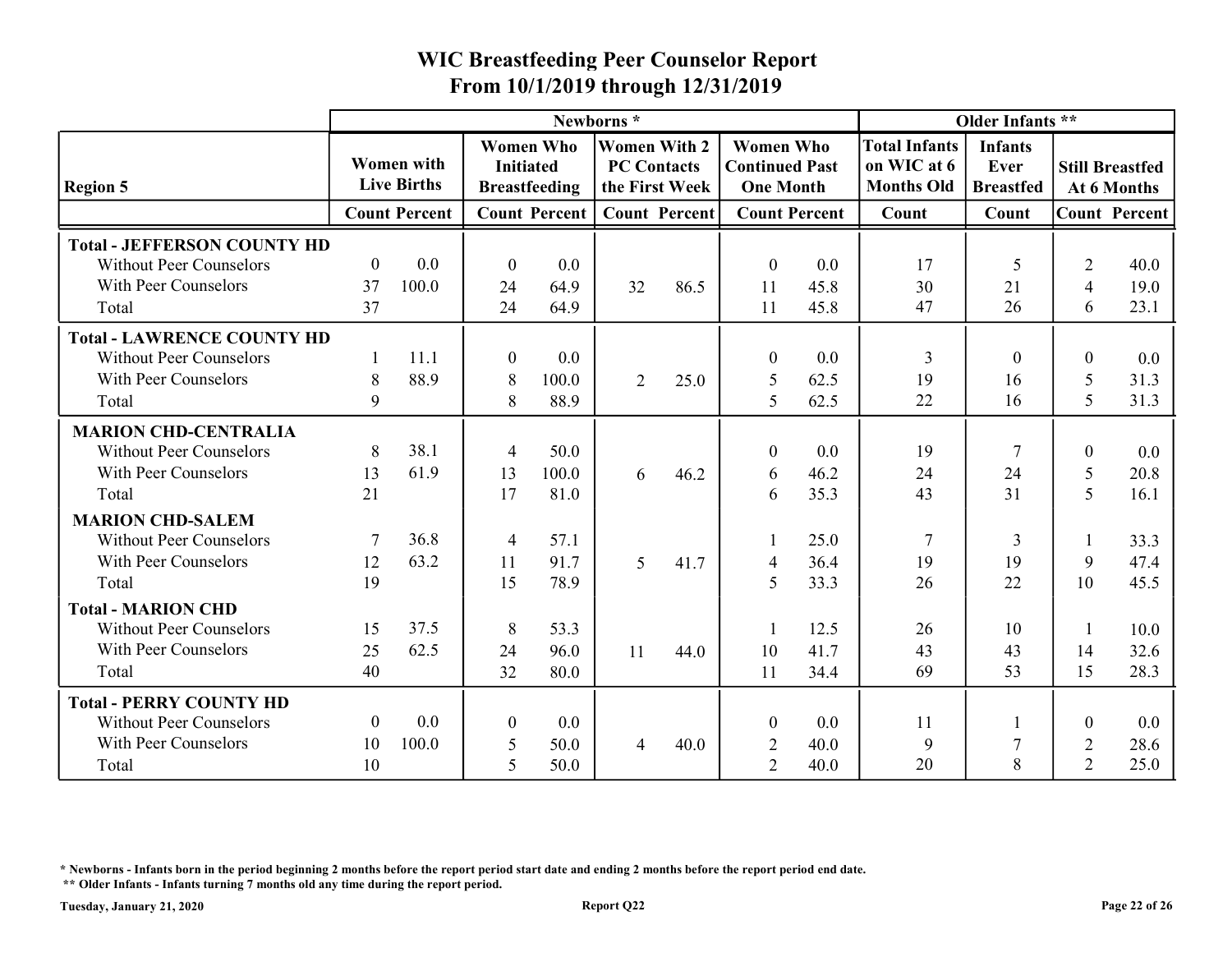# WIC Breastfeeding Peer Counselor Report
## From 10/1/2019 through 12/31/2019

| Region 5 | Newborns * | | | | | | | | Older Infants ** | | | |
|---|---|---|---|---|---|---|---|---|---|---|---|---|
| | Women with Live Births | | Women Who Initiated Breastfeeding | | Women With 2 PC Contacts the First Week | | Women Who Continued Past One Month | | Total Infants on WIC at 6 Months Old | Infants Ever Breastfed | Still Breastfed At 6 Months | |
| | Count | Percent | Count | Percent | Count | Percent | Count | Percent | Count | Count | Count | Percent |
| **Total - JEFFERSON COUNTY HD** | | | | | | | | | | | | |
| Without Peer Counselors | 0 | 0.0 | 0 | 0.0 | | | 0 | 0.0 | 17 | 5 | 2 | 40.0 |
| With Peer Counselors | 37 | 100.0 | 24 | 64.9 | 32 | 86.5 | 11 | 45.8 | 30 | 21 | 4 | 19.0 |
| Total | 37 | | 24 | 64.9 | | | 11 | 45.8 | 47 | 26 | 6 | 23.1 |
| **Total - LAWRENCE COUNTY HD** | | | | | | | | | | | | |
| Without Peer Counselors | 1 | 11.1 | 0 | 0.0 | | | 0 | 0.0 | 3 | 0 | 0 | 0.0 |
| With Peer Counselors | 8 | 88.9 | 8 | 100.0 | 2 | 25.0 | 5 | 62.5 | 19 | 16 | 5 | 31.3 |
| Total | 9 | | 8 | 88.9 | | | 5 | 62.5 | 22 | 16 | 5 | 31.3 |
| **MARION CHD-CENTRALIA** | | | | | | | | | | | | |
| Without Peer Counselors | 8 | 38.1 | 4 | 50.0 | | | 0 | 0.0 | 19 | 7 | 0 | 0.0 |
| With Peer Counselors | 13 | 61.9 | 13 | 100.0 | 6 | 46.2 | 6 | 46.2 | 24 | 24 | 5 | 20.8 |
| Total | 21 | | 17 | 81.0 | | | 6 | 35.3 | 43 | 31 | 5 | 16.1 |
| **MARION CHD-SALEM** | | | | | | | | | | | | |
| Without Peer Counselors | 7 | 36.8 | 4 | 57.1 | | | 1 | 25.0 | 7 | 3 | 1 | 33.3 |
| With Peer Counselors | 12 | 63.2 | 11 | 91.7 | 5 | 41.7 | 4 | 36.4 | 19 | 19 | 9 | 47.4 |
| Total | 19 | | 15 | 78.9 | | | 5 | 33.3 | 26 | 22 | 10 | 45.5 |
| **Total - MARION CHD** | | | | | | | | | | | | |
| Without Peer Counselors | 15 | 37.5 | 8 | 53.3 | | | 1 | 12.5 | 26 | 10 | 1 | 10.0 |
| With Peer Counselors | 25 | 62.5 | 24 | 96.0 | 11 | 44.0 | 10 | 41.7 | 43 | 43 | 14 | 32.6 |
| Total | 40 | | 32 | 80.0 | | | 11 | 34.4 | 69 | 53 | 15 | 28.3 |
| **Total - PERRY COUNTY HD** | | | | | | | | | | | | |
| Without Peer Counselors | 0 | 0.0 | 0 | 0.0 | | | 0 | 0.0 | 11 | 1 | 0 | 0.0 |
| With Peer Counselors | 10 | 100.0 | 5 | 50.0 | 4 | 40.0 | 2 | 40.0 | 9 | 7 | 2 | 28.6 |
| Total | 10 | | 5 | 50.0 | | | 2 | 40.0 | 20 | 8 | 2 | 25.0 |

**\* Newborns - Infants born in the period beginning 2 months before the report period start date and ending 2 months before the report period end date.**

**\*\* Older Infants - Infants turning 7 months old any time during the report period.**

**Tuesday, January 21, 2020** **Report Q22**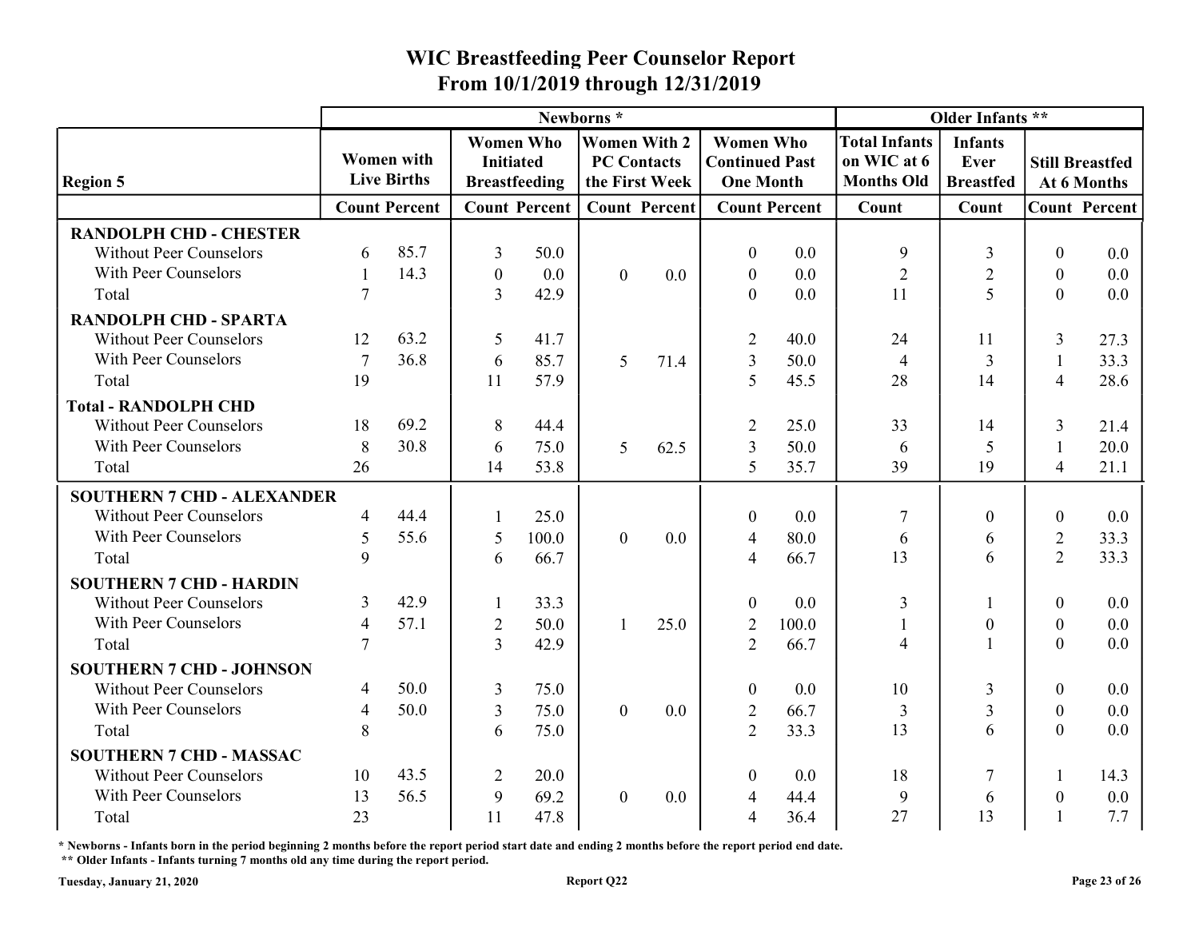# WIC Breastfeeding Peer Counselor Report
## From 10/1/2019 through 12/31/2019

| Region 5 | Newborns * | | | | | | | | Older Infants ** | | | |
|---|---|---|---|---|---|---|---|---|---|---|---|---|
| | Women with Live Births | | Women Who Initiated Breastfeeding | | Women With 2 PC Contacts the First Week | | Women Who Continued Past One Month | | Total Infants on WIC at 6 Months Old | Infants Ever Breastfed | Still Breastfed At 6 Months | |
| | Count | Percent | Count | Percent | Count | Percent | Count | Percent | Count | Count | Count | Percent |
| **RANDOLPH CHD - CHESTER** | | | | | | | | | | | | |
| Without Peer Counselors | 6 | 85.7 | 3 | 50.0 | | | 0 | 0.0 | 9 | 3 | 0 | 0.0 |
| With Peer Counselors | 1 | 14.3 | 0 | 0.0 | 0 | 0.0 | 0 | 0.0 | 2 | 2 | 0 | 0.0 |
| Total | 7 | | 3 | 42.9 | | | 0 | 0.0 | 11 | 5 | 0 | 0.0 |
| **RANDOLPH CHD - SPARTA** | | | | | | | | | | | | |
| Without Peer Counselors | 12 | 63.2 | 5 | 41.7 | | | 2 | 40.0 | 24 | 11 | 3 | 27.3 |
| With Peer Counselors | 7 | 36.8 | 6 | 85.7 | 5 | 71.4 | 3 | 50.0 | 4 | 3 | 1 | 33.3 |
| Total | 19 | | 11 | 57.9 | | | 5 | 45.5 | 28 | 14 | 4 | 28.6 |
| **Total - RANDOLPH CHD** | | | | | | | | | | | | |
| Without Peer Counselors | 18 | 69.2 | 8 | 44.4 | | | 2 | 25.0 | 33 | 14 | 3 | 21.4 |
| With Peer Counselors | 8 | 30.8 | 6 | 75.0 | 5 | 62.5 | 3 | 50.0 | 6 | 5 | 1 | 20.0 |
| Total | 26 | | 14 | 53.8 | | | 5 | 35.7 | 39 | 19 | 4 | 21.1 |
| **SOUTHERN 7 CHD - ALEXANDER** | | | | | | | | | | | | |
| Without Peer Counselors | 4 | 44.4 | 1 | 25.0 | | | 0 | 0.0 | 7 | 0 | 0 | 0.0 |
| With Peer Counselors | 5 | 55.6 | 5 | 100.0 | 0 | 0.0 | 4 | 80.0 | 6 | 6 | 2 | 33.3 |
| Total | 9 | | 6 | 66.7 | | | 4 | 66.7 | 13 | 6 | 2 | 33.3 |
| **SOUTHERN 7 CHD - HARDIN** | | | | | | | | | | | | |
| Without Peer Counselors | 3 | 42.9 | 1 | 33.3 | | | 0 | 0.0 | 3 | 1 | 0 | 0.0 |
| With Peer Counselors | 4 | 57.1 | 2 | 50.0 | 1 | 25.0 | 2 | 100.0 | 1 | 0 | 0 | 0.0 |
| Total | 7 | | 3 | 42.9 | | | 2 | 66.7 | 4 | 1 | 0 | 0.0 |
| **SOUTHERN 7 CHD - JOHNSON** | | | | | | | | | | | | |
| Without Peer Counselors | 4 | 50.0 | 3 | 75.0 | | | 0 | 0.0 | 10 | 3 | 0 | 0.0 |
| With Peer Counselors | 4 | 50.0 | 3 | 75.0 | 0 | 0.0 | 2 | 66.7 | 3 | 3 | 0 | 0.0 |
| Total | 8 | | 6 | 75.0 | | | 2 | 33.3 | 13 | 6 | 0 | 0.0 |
| **SOUTHERN 7 CHD - MASSAC** | | | | | | | | | | | | |
| Without Peer Counselors | 10 | 43.5 | 2 | 20.0 | | | 0 | 0.0 | 18 | 7 | 1 | 14.3 |
| With Peer Counselors | 13 | 56.5 | 9 | 69.2 | 0 | 0.0 | 4 | 44.4 | 9 | 6 | 0 | 0.0 |
| Total | 23 | | 11 | 47.8 | | | 4 | 36.4 | 27 | 13 | 1 | 7.7 |

**\* Newborns - Infants born in the period beginning 2 months before the report period start date and ending 2 months before the report period end date.**

**\*\* Older Infants - Infants turning 7 months old any time during the report period.**

**Tuesday, January 21, 2020** **Report Q22**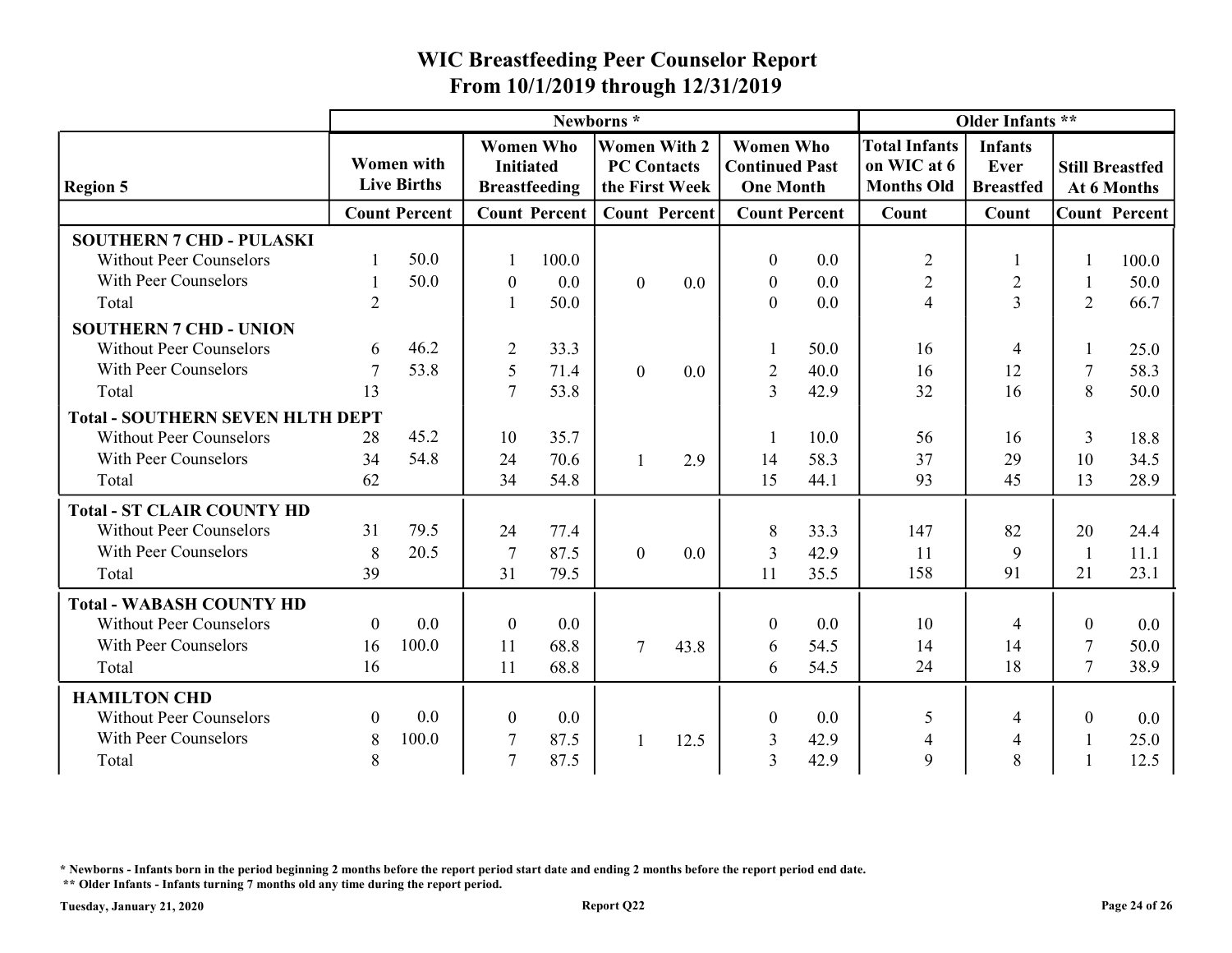# WIC Breastfeeding Peer Counselor Report
## From 10/1/2019 through 12/31/2019

| Region 5 | Newborns * | | | | | | | | Older Infants ** | | | |
|---|---|---|---|---|---|---|---|---|---|---|---|---|
| | Women with Live Births | | Women Who Initiated Breastfeeding | | Women With 2 PC Contacts the First Week | | Women Who Continued Past One Month | | Total Infants on WIC at 6 Months Old | Infants Ever Breastfed | Still Breastfed At 6 Months | |
| | Count | Percent | Count | Percent | Count | Percent | Count | Percent | Count | Count | Count | Percent |
| **SOUTHERN 7 CHD - PULASKI** | | | | | | | | | | | | |
| Without Peer Counselors | 1 | 50.0 | 1 | 100.0 | | | 0 | 0.0 | 2 | 1 | 1 | 100.0 |
| With Peer Counselors | 1 | 50.0 | 0 | 0.0 | 0 | 0.0 | 0 | 0.0 | 2 | 2 | 1 | 50.0 |
| Total | 2 | | 1 | 50.0 | | | 0 | 0.0 | 4 | 3 | 2 | 66.7 |
| **SOUTHERN 7 CHD - UNION** | | | | | | | | | | | | |
| Without Peer Counselors | 6 | 46.2 | 2 | 33.3 | | | 1 | 50.0 | 16 | 4 | 1 | 25.0 |
| With Peer Counselors | 7 | 53.8 | 5 | 71.4 | 0 | 0.0 | 2 | 40.0 | 16 | 12 | 7 | 58.3 |
| Total | 13 | | 7 | 53.8 | | | 3 | 42.9 | 32 | 16 | 8 | 50.0 |
| **Total - SOUTHERN SEVEN HLTH DEPT** | | | | | | | | | | | | |
| Without Peer Counselors | 28 | 45.2 | 10 | 35.7 | | | 1 | 10.0 | 56 | 16 | 3 | 18.8 |
| With Peer Counselors | 34 | 54.8 | 24 | 70.6 | 1 | 2.9 | 14 | 58.3 | 37 | 29 | 10 | 34.5 |
| Total | 62 | | 34 | 54.8 | | | 15 | 44.1 | 93 | 45 | 13 | 28.9 |
| **Total - ST CLAIR COUNTY HD** | | | | | | | | | | | | |
| Without Peer Counselors | 31 | 79.5 | 24 | 77.4 | | | 8 | 33.3 | 147 | 82 | 20 | 24.4 |
| With Peer Counselors | 8 | 20.5 | 7 | 87.5 | 0 | 0.0 | 3 | 42.9 | 11 | 9 | 1 | 11.1 |
| Total | 39 | | 31 | 79.5 | | | 11 | 35.5 | 158 | 91 | 21 | 23.1 |
| **Total - WABASH COUNTY HD** | | | | | | | | | | | | |
| Without Peer Counselors | 0 | 0.0 | 0 | 0.0 | | | 0 | 0.0 | 10 | 4 | 0 | 0.0 |
| With Peer Counselors | 16 | 100.0 | 11 | 68.8 | 7 | 43.8 | 6 | 54.5 | 14 | 14 | 7 | 50.0 |
| Total | 16 | | 11 | 68.8 | | | 6 | 54.5 | 24 | 18 | 7 | 38.9 |
| **HAMILTON CHD** | | | | | | | | | | | | |
| Without Peer Counselors | 0 | 0.0 | 0 | 0.0 | | | 0 | 0.0 | 5 | 4 | 0 | 0.0 |
| With Peer Counselors | 8 | 100.0 | 7 | 87.5 | 1 | 12.5 | 3 | 42.9 | 4 | 4 | 1 | 25.0 |
| Total | 8 | | 7 | 87.5 | | | 3 | 42.9 | 9 | 8 | 1 | 12.5 |

**\* Newborns - Infants born in the period beginning 2 months before the report period start date and ending 2 months before the report period end date.**

**\*\* Older Infants - Infants turning 7 months old any time during the report period.**

**Tuesday, January 21, 2020** **Report Q22**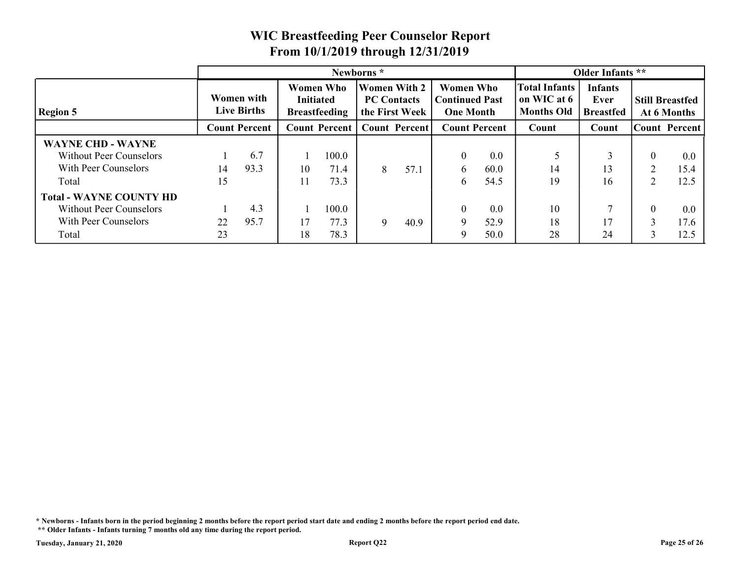# WIC Breastfeeding Peer Counselor Report
## From 10/1/2019 through 12/31/2019

| Region 5 | Newborns * | | | | | | | | Older Infants ** | | | |
|---|---|---|---|---|---|---|---|---|---|---|---|---|
| | Women with Live Births | | Women Who Initiated Breastfeeding | | Women With 2 PC Contacts the First Week | | Women Who Continued Past One Month | | Total Infants on WIC at 6 Months Old | Infants Ever Breastfed | Still Breastfed At 6 Months | |
| | Count | Percent | Count | Percent | Count | Percent | Count | Percent | Count | Count | Count | Percent |
| **WAYNE CHD - WAYNE** | | | | | | | | | | | | |
| Without Peer Counselors | 1 | 6.7 | 1 | 100.0 | | | 0 | 0.0 | 5 | 3 | 0 | 0.0 |
| With Peer Counselors | 14 | 93.3 | 10 | 71.4 | 8 | 57.1 | 6 | 60.0 | 14 | 13 | 2 | 15.4 |
| Total | 15 | | 11 | 73.3 | | | 6 | 54.5 | 19 | 16 | 2 | 12.5 |
| **Total - WAYNE COUNTY HD** | | | | | | | | | | | | |
| Without Peer Counselors | 1 | 4.3 | 1 | 100.0 | | | 0 | 0.0 | 10 | 7 | 0 | 0.0 |
| With Peer Counselors | 22 | 95.7 | 17 | 77.3 | 9 | 40.9 | 9 | 52.9 | 18 | 17 | 3 | 17.6 |
| Total | 23 | | 18 | 78.3 | | | 9 | 50.0 | 28 | 24 | 3 | 12.5 |

**\* Newborns - Infants born in the period beginning 2 months before the report period start date and ending 2 months before the report period end date.**

**\*\* Older Infants - Infants turning 7 months old any time during the report period.**

**Tuesday, January 21, 2020** **Report Q22**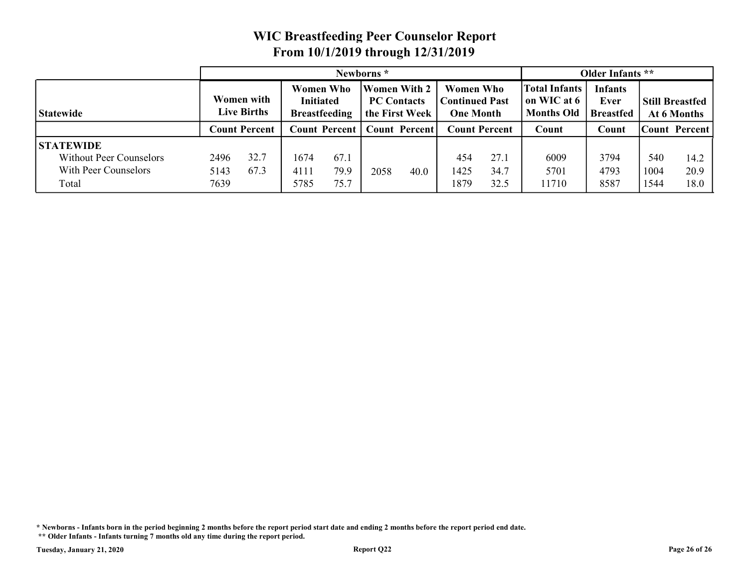# WIC Breastfeeding Peer Counselor Report
## From 10/1/2019 through 12/31/2019

| | Newborns * | | | | | | | | Older Infants ** | | | |
|---|---|---|---|---|---|---|---|---|---|---|---|---|
| Statewide | Women with Live Births | | Women Who Initiated Breastfeeding | | Women With 2 PC Contacts the First Week | | Women Who Continued Past One Month | | Total Infants on WIC at 6 Months Old | Infants Ever Breastfed | Still Breastfed At 6 Months | |
| | Count | Percent | Count | Percent | Count | Percent | Count | Percent | Count | Count | Count | Percent |
| **STATEWIDE** | | | | | | | | | | | | |
| Without Peer Counselors | 2496 | 32.7 | 1674 | 67.1 | | | 454 | 27.1 | 6009 | 3794 | 540 | 14.2 |
| With Peer Counselors | 5143 | 67.3 | 4111 | 79.9 | 2058 | 40.0 | 1425 | 34.7 | 5701 | 4793 | 1004 | 20.9 |
| Total | 7639 | | 5785 | 75.7 | | | 1879 | 32.5 | 11710 | 8587 | 1544 | 18.0 |

\* Newborns - Infants born in the period beginning 2 months before the report period start date and ending 2 months before the report period end date.

\*\* Older Infants - Infants turning 7 months old any time during the report period.

Tuesday, January 21, 2020

Report Q22